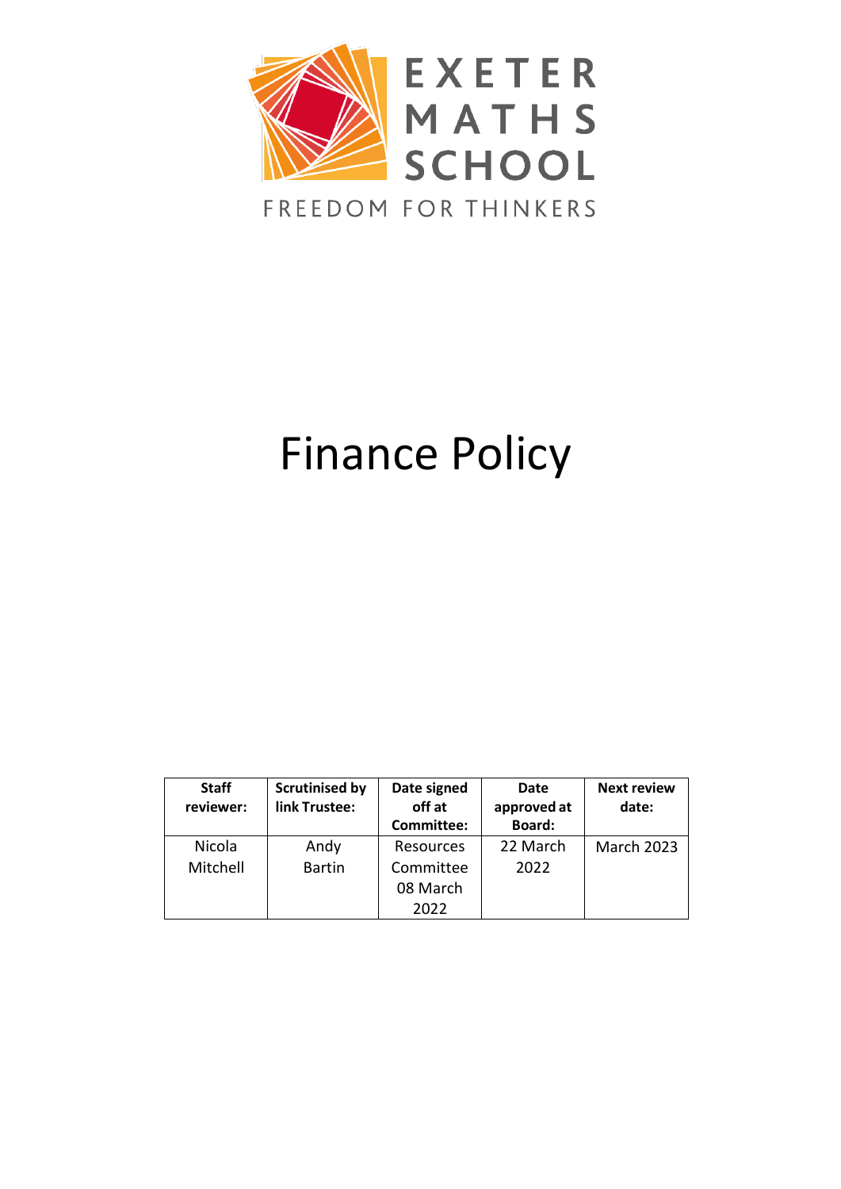EXETER MATHS SCHOOL

FREEDOM FOR THINKERS

# Finance Policy

| Staff reviewer: | Scrutinised by link Trustee: | Date signed off at Committee: | Date approved at Board: | Next review date: |
|---|---|---|---|---|
| Nicola Mitchell | Andy Bartin | Resources Committee 08 March 2022 | 22 March 2022 | March 2023 |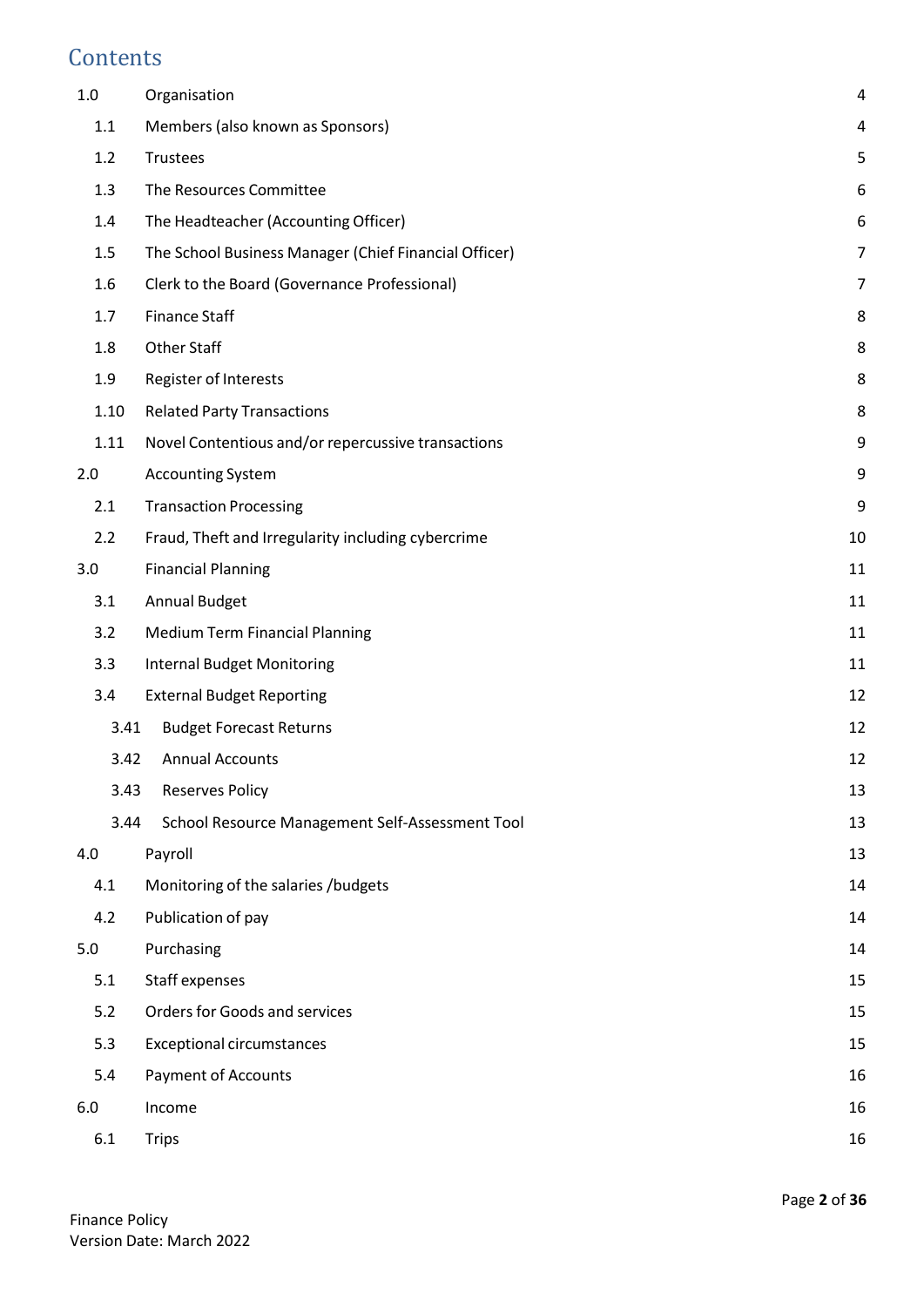# Contents

| | | |
|---|---|---|
| 1.0 | Organisation | 4 |
| 1.1 | Members (also known as Sponsors) | 4 |
| 1.2 | Trustees | 5 |
| 1.3 | The Resources Committee | 6 |
| 1.4 | The Headteacher (Accounting Officer) | 6 |
| 1.5 | The School Business Manager (Chief Financial Officer) | 7 |
| 1.6 | Clerk to the Board (Governance Professional) | 7 |
| 1.7 | Finance Staff | 8 |
| 1.8 | Other Staff | 8 |
| 1.9 | Register of Interests | 8 |
| 1.10 | Related Party Transactions | 8 |
| 1.11 | Novel Contentious and/or repercussive transactions | 9 |
| 2.0 | Accounting System | 9 |
| 2.1 | Transaction Processing | 9 |
| 2.2 | Fraud, Theft and Irregularity including cybercrime | 10 |
| 3.0 | Financial Planning | 11 |
| 3.1 | Annual Budget | 11 |
| 3.2 | Medium Term Financial Planning | 11 |
| 3.3 | Internal Budget Monitoring | 11 |
| 3.4 | External Budget Reporting | 12 |
| 3.41 | Budget Forecast Returns | 12 |
| 3.42 | Annual Accounts | 12 |
| 3.43 | Reserves Policy | 13 |
| 3.44 | School Resource Management Self-Assessment Tool | 13 |
| 4.0 | Payroll | 13 |
| 4.1 | Monitoring of the salaries /budgets | 14 |
| 4.2 | Publication of pay | 14 |
| 5.0 | Purchasing | 14 |
| 5.1 | Staff expenses | 15 |
| 5.2 | Orders for Goods and services | 15 |
| 5.3 | Exceptional circumstances | 15 |
| 5.4 | Payment of Accounts | 16 |
| 6.0 | Income | 16 |
| 6.1 | Trips | 16 |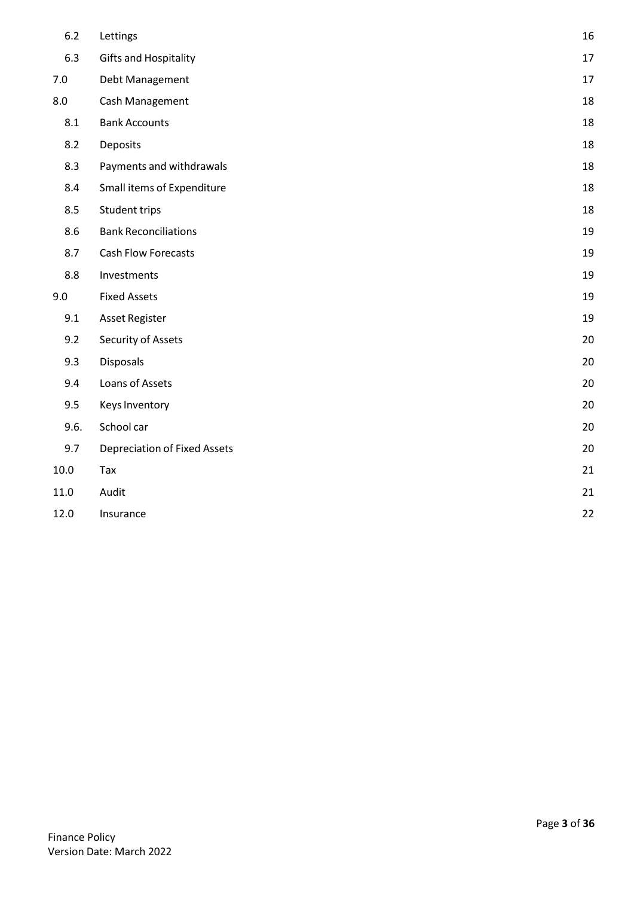| | | |
|---|---|---|
| 6.2 | Lettings | 16 |
| 6.3 | Gifts and Hospitality | 17 |
| 7.0 | Debt Management | 17 |
| 8.0 | Cash Management | 18 |
| 8.1 | Bank Accounts | 18 |
| 8.2 | Deposits | 18 |
| 8.3 | Payments and withdrawals | 18 |
| 8.4 | Small items of Expenditure | 18 |
| 8.5 | Student trips | 18 |
| 8.6 | Bank Reconciliations | 19 |
| 8.7 | Cash Flow Forecasts | 19 |
| 8.8 | Investments | 19 |
| 9.0 | Fixed Assets | 19 |
| 9.1 | Asset Register | 19 |
| 9.2 | Security of Assets | 20 |
| 9.3 | Disposals | 20 |
| 9.4 | Loans of Assets | 20 |
| 9.5 | Keys Inventory | 20 |
| 9.6. | School car | 20 |
| 9.7 | Depreciation of Fixed Assets | 20 |
| 10.0 | Tax | 21 |
| 11.0 | Audit | 21 |
| 12.0 | Insurance | 22 |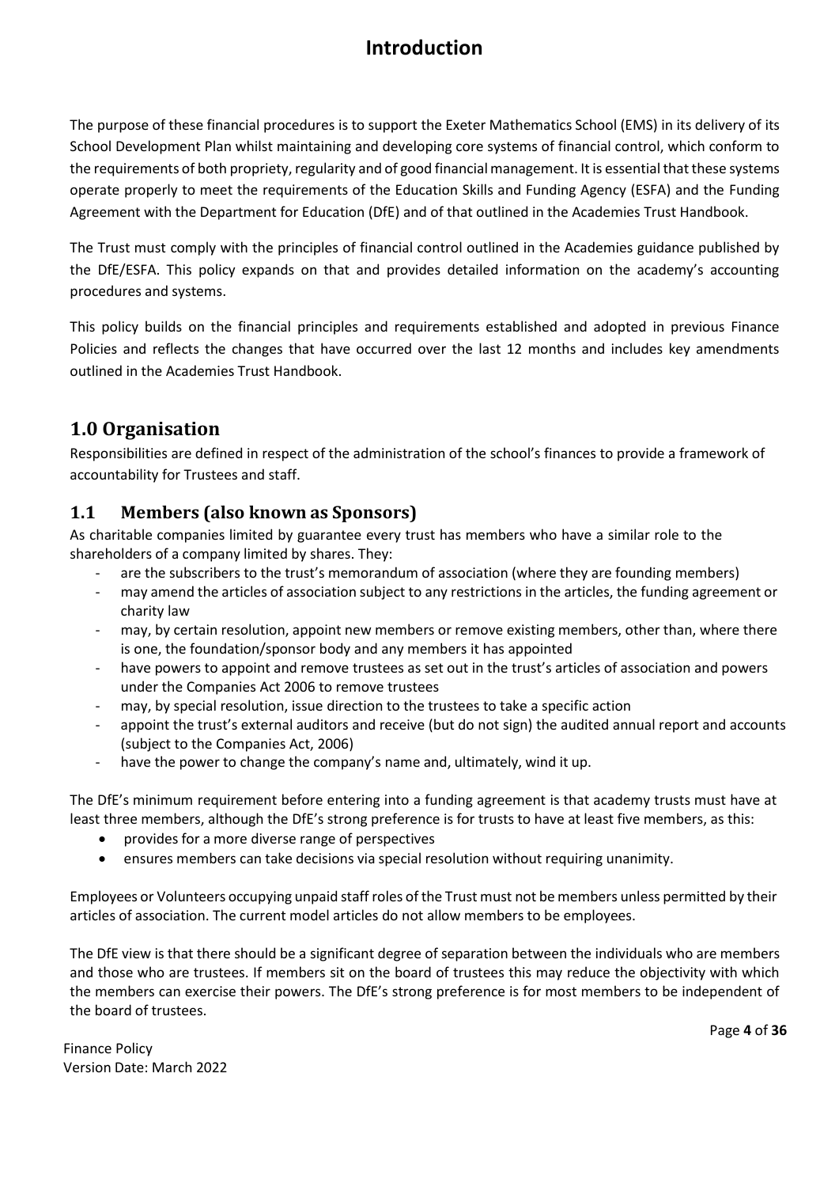# Introduction

The purpose of these financial procedures is to support the Exeter Mathematics School (EMS) in its delivery of its School Development Plan whilst maintaining and developing core systems of financial control, which conform to the requirements of both propriety, regularity and of good financial management. It is essential that these systems operate properly to meet the requirements of the Education Skills and Funding Agency (ESFA) and the Funding Agreement with the Department for Education (DfE) and of that outlined in the Academies Trust Handbook.

The Trust must comply with the principles of financial control outlined in the Academies guidance published by the DfE/ESFA. This policy expands on that and provides detailed information on the academy's accounting procedures and systems.

This policy builds on the financial principles and requirements established and adopted in previous Finance Policies and reflects the changes that have occurred over the last 12 months and includes key amendments outlined in the Academies Trust Handbook.

## 1.0 Organisation

Responsibilities are defined in respect of the administration of the school's finances to provide a framework of accountability for Trustees and staff.

### 1.1 Members (also known as Sponsors)

As charitable companies limited by guarantee every trust has members who have a similar role to the shareholders of a company limited by shares. They:

- are the subscribers to the trust's memorandum of association (where they are founding members)
- may amend the articles of association subject to any restrictions in the articles, the funding agreement or charity law
- may, by certain resolution, appoint new members or remove existing members, other than, where there is one, the foundation/sponsor body and any members it has appointed
- have powers to appoint and remove trustees as set out in the trust's articles of association and powers under the Companies Act 2006 to remove trustees
- may, by special resolution, issue direction to the trustees to take a specific action
- appoint the trust's external auditors and receive (but do not sign) the audited annual report and accounts (subject to the Companies Act, 2006)
- have the power to change the company's name and, ultimately, wind it up.

The DfE's minimum requirement before entering into a funding agreement is that academy trusts must have at least three members, although the DfE's strong preference is for trusts to have at least five members, as this:

- provides for a more diverse range of perspectives
- ensures members can take decisions via special resolution without requiring unanimity.

Employees or Volunteers occupying unpaid staff roles of the Trust must not be members unless permitted by their articles of association. The current model articles do not allow members to be employees.

The DfE view is that there should be a significant degree of separation between the individuals who are members and those who are trustees. If members sit on the board of trustees this may reduce the objectivity with which the members can exercise their powers. The DfE's strong preference is for most members to be independent of the board of trustees.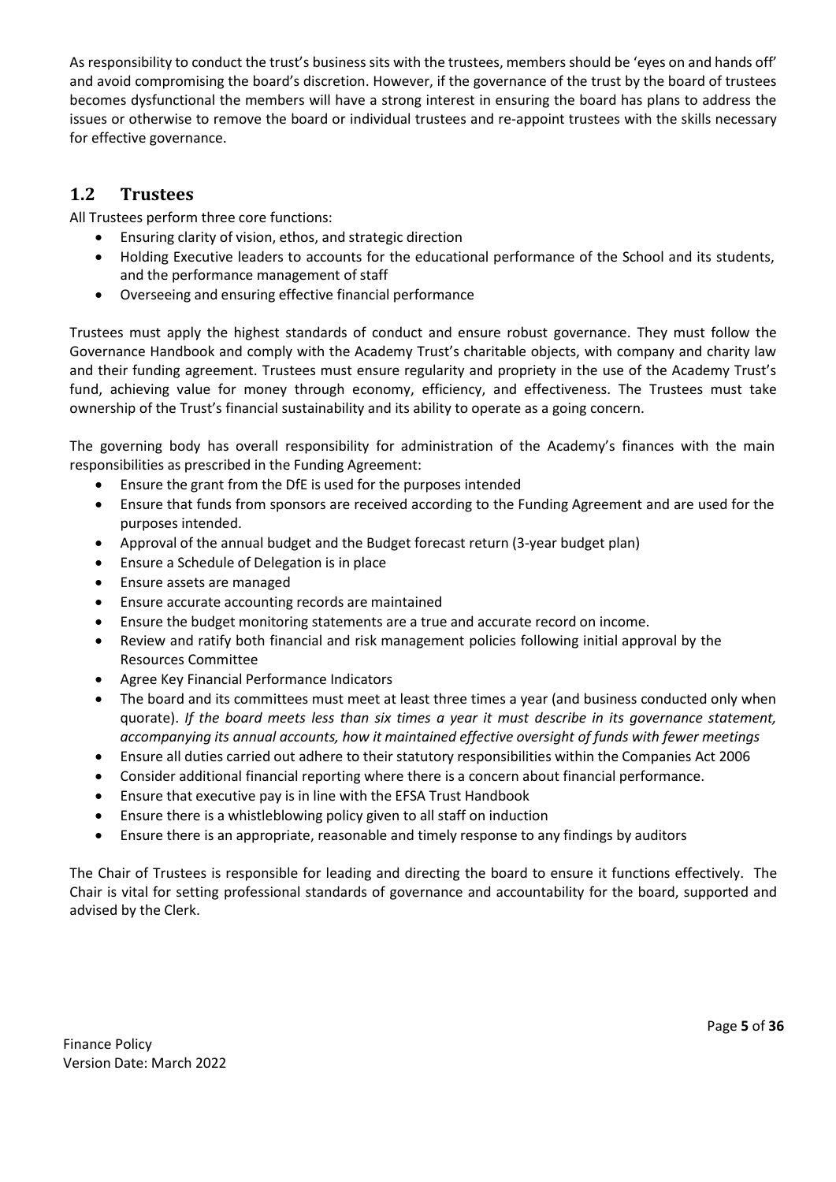As responsibility to conduct the trust's business sits with the trustees, members should be 'eyes on and hands off' and avoid compromising the board's discretion. However, if the governance of the trust by the board of trustees becomes dysfunctional the members will have a strong interest in ensuring the board has plans to address the issues or otherwise to remove the board or individual trustees and re-appoint trustees with the skills necessary for effective governance.

## 1.2 Trustees

All Trustees perform three core functions:

- Ensuring clarity of vision, ethos, and strategic direction
- Holding Executive leaders to accounts for the educational performance of the School and its students, and the performance management of staff
- Overseeing and ensuring effective financial performance

Trustees must apply the highest standards of conduct and ensure robust governance. They must follow the Governance Handbook and comply with the Academy Trust's charitable objects, with company and charity law and their funding agreement. Trustees must ensure regularity and propriety in the use of the Academy Trust's fund, achieving value for money through economy, efficiency, and effectiveness. The Trustees must take ownership of the Trust's financial sustainability and its ability to operate as a going concern.

The governing body has overall responsibility for administration of the Academy's finances with the main responsibilities as prescribed in the Funding Agreement:

- Ensure the grant from the DfE is used for the purposes intended
- Ensure that funds from sponsors are received according to the Funding Agreement and are used for the purposes intended.
- Approval of the annual budget and the Budget forecast return (3-year budget plan)
- Ensure a Schedule of Delegation is in place
- Ensure assets are managed
- Ensure accurate accounting records are maintained
- Ensure the budget monitoring statements are a true and accurate record on income.
- Review and ratify both financial and risk management policies following initial approval by the Resources Committee
- Agree Key Financial Performance Indicators
- The board and its committees must meet at least three times a year (and business conducted only when quorate). *If the board meets less than six times a year it must describe in its governance statement, accompanying its annual accounts, how it maintained effective oversight of funds with fewer meetings*
- Ensure all duties carried out adhere to their statutory responsibilities within the Companies Act 2006
- Consider additional financial reporting where there is a concern about financial performance.
- Ensure that executive pay is in line with the EFSA Trust Handbook
- Ensure there is a whistleblowing policy given to all staff on induction
- Ensure there is an appropriate, reasonable and timely response to any findings by auditors

The Chair of Trustees is responsible for leading and directing the board to ensure it functions effectively. The Chair is vital for setting professional standards of governance and accountability for the board, supported and advised by the Clerk.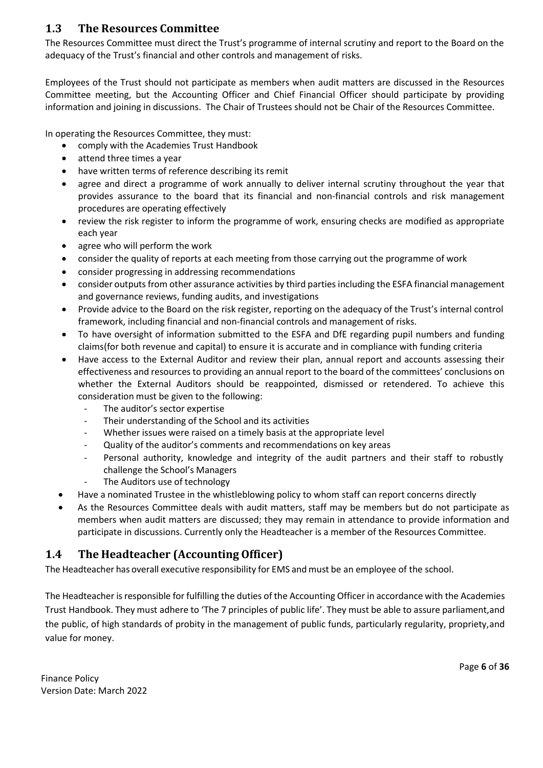## 1.3 The Resources Committee

The Resources Committee must direct the Trust's programme of internal scrutiny and report to the Board on the adequacy of the Trust's financial and other controls and management of risks.

Employees of the Trust should not participate as members when audit matters are discussed in the Resources Committee meeting, but the Accounting Officer and Chief Financial Officer should participate by providing information and joining in discussions. The Chair of Trustees should not be Chair of the Resources Committee.

In operating the Resources Committee, they must:

- comply with the Academies Trust Handbook
- attend three times a year
- have written terms of reference describing its remit
- agree and direct a programme of work annually to deliver internal scrutiny throughout the year that provides assurance to the board that its financial and non-financial controls and risk management procedures are operating effectively
- review the risk register to inform the programme of work, ensuring checks are modified as appropriate each year
- agree who will perform the work
- consider the quality of reports at each meeting from those carrying out the programme of work
- consider progressing in addressing recommendations
- consider outputs from other assurance activities by third parties including the ESFA financial management and governance reviews, funding audits, and investigations
- Provide advice to the Board on the risk register, reporting on the adequacy of the Trust's internal control framework, including financial and non-financial controls and management of risks.
- To have oversight of information submitted to the ESFA and DfE regarding pupil numbers and funding claims(for both revenue and capital) to ensure it is accurate and in compliance with funding criteria
- Have access to the External Auditor and review their plan, annual report and accounts assessing their effectiveness and resources to providing an annual report to the board of the committees' conclusions on whether the External Auditors should be reappointed, dismissed or retendered. To achieve this consideration must be given to the following:
  - The auditor's sector expertise
  - Their understanding of the School and its activities
  - Whether issues were raised on a timely basis at the appropriate level
  - Quality of the auditor's comments and recommendations on key areas
  - Personal authority, knowledge and integrity of the audit partners and their staff to robustly challenge the School's Managers
  - The Auditors use of technology
- Have a nominated Trustee in the whistleblowing policy to whom staff can report concerns directly
- As the Resources Committee deals with audit matters, staff may be members but do not participate as members when audit matters are discussed; they may remain in attendance to provide information and participate in discussions. Currently only the Headteacher is a member of the Resources Committee.

## 1.4 The Headteacher (Accounting Officer)

The Headteacher has overall executive responsibility for EMS and must be an employee of the school.

The Headteacher is responsible for fulfilling the duties of the Accounting Officer in accordance with the Academies Trust Handbook. They must adhere to 'The 7 principles of public life'. They must be able to assure parliament,and the public, of high standards of probity in the management of public funds, particularly regularity, propriety,and value for money.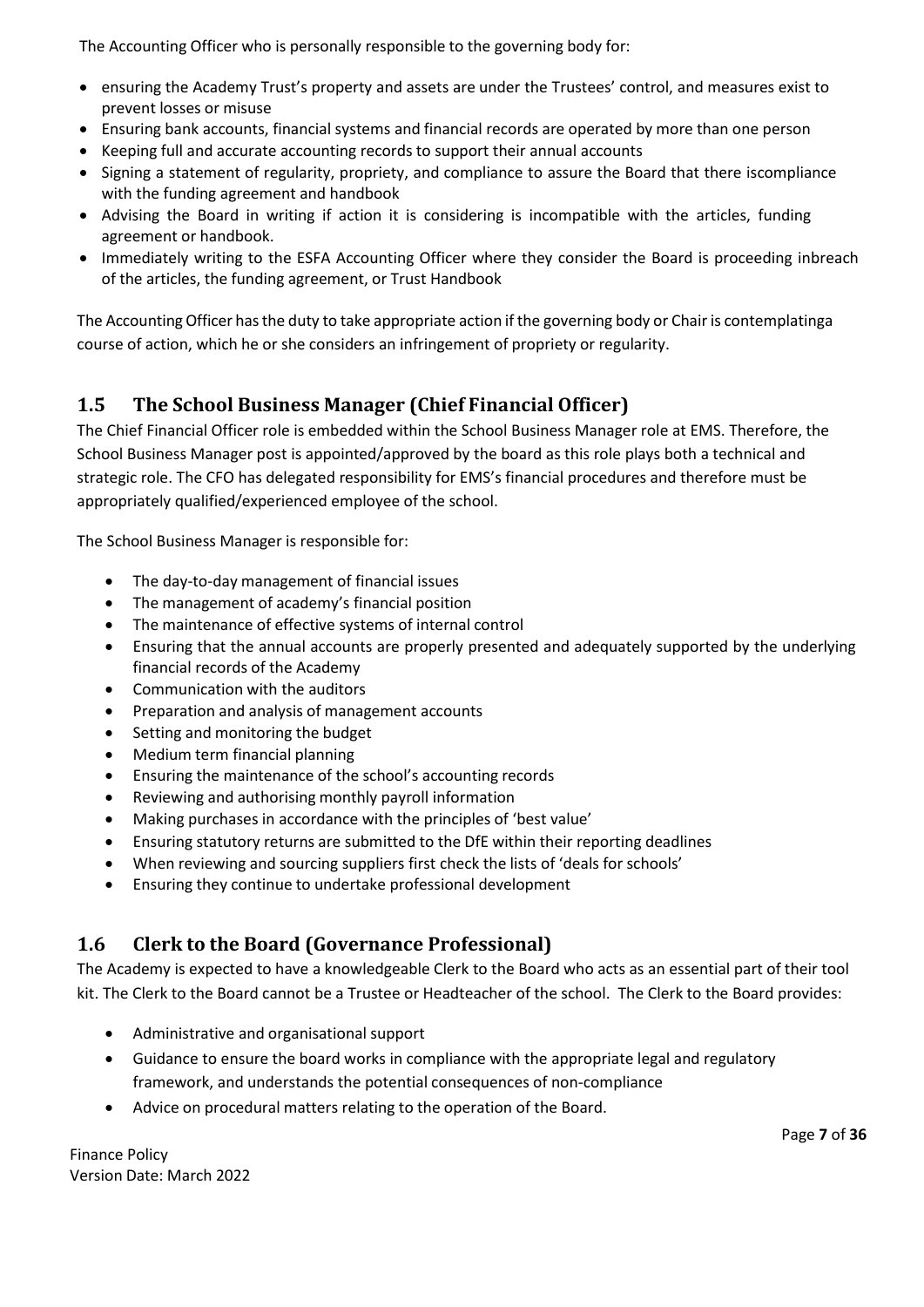The Accounting Officer who is personally responsible to the governing body for:

- ensuring the Academy Trust's property and assets are under the Trustees' control, and measures exist to prevent losses or misuse
- Ensuring bank accounts, financial systems and financial records are operated by more than one person
- Keeping full and accurate accounting records to support their annual accounts
- Signing a statement of regularity, propriety, and compliance to assure the Board that there iscompliance with the funding agreement and handbook
- Advising the Board in writing if action it is considering is incompatible with the articles, funding agreement or handbook.
- Immediately writing to the ESFA Accounting Officer where they consider the Board is proceeding inbreach of the articles, the funding agreement, or Trust Handbook

The Accounting Officer has the duty to take appropriate action if the governing body or Chair is contemplatinga course of action, which he or she considers an infringement of propriety or regularity.

## 1.5 The School Business Manager (Chief Financial Officer)

The Chief Financial Officer role is embedded within the School Business Manager role at EMS. Therefore, the School Business Manager post is appointed/approved by the board as this role plays both a technical and strategic role. The CFO has delegated responsibility for EMS's financial procedures and therefore must be appropriately qualified/experienced employee of the school.

The School Business Manager is responsible for:

- The day-to-day management of financial issues
- The management of academy's financial position
- The maintenance of effective systems of internal control
- Ensuring that the annual accounts are properly presented and adequately supported by the underlying financial records of the Academy
- Communication with the auditors
- Preparation and analysis of management accounts
- Setting and monitoring the budget
- Medium term financial planning
- Ensuring the maintenance of the school's accounting records
- Reviewing and authorising monthly payroll information
- Making purchases in accordance with the principles of 'best value'
- Ensuring statutory returns are submitted to the DfE within their reporting deadlines
- When reviewing and sourcing suppliers first check the lists of 'deals for schools'
- Ensuring they continue to undertake professional development

## 1.6 Clerk to the Board (Governance Professional)

The Academy is expected to have a knowledgeable Clerk to the Board who acts as an essential part of their tool kit. The Clerk to the Board cannot be a Trustee or Headteacher of the school. The Clerk to the Board provides:

- Administrative and organisational support
- Guidance to ensure the board works in compliance with the appropriate legal and regulatory framework, and understands the potential consequences of non-compliance
- Advice on procedural matters relating to the operation of the Board.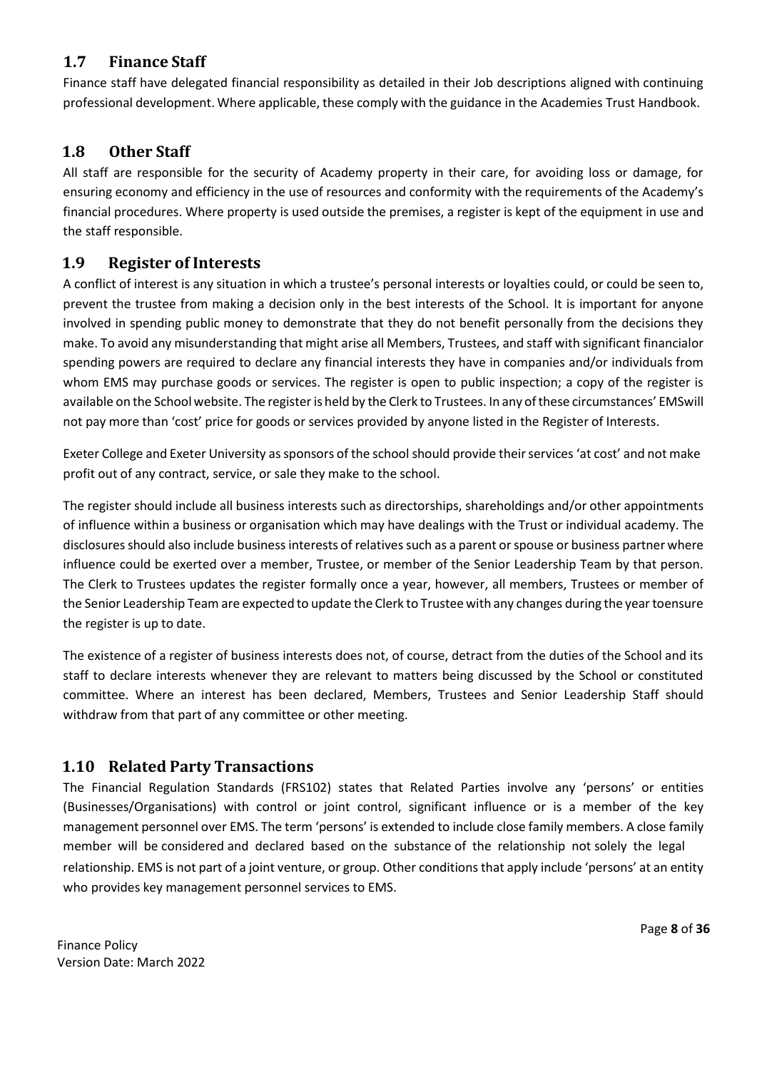## 1.7 Finance Staff

Finance staff have delegated financial responsibility as detailed in their Job descriptions aligned with continuing professional development. Where applicable, these comply with the guidance in the Academies Trust Handbook.

## 1.8 Other Staff

All staff are responsible for the security of Academy property in their care, for avoiding loss or damage, for ensuring economy and efficiency in the use of resources and conformity with the requirements of the Academy's financial procedures. Where property is used outside the premises, a register is kept of the equipment in use and the staff responsible.

## 1.9 Register of Interests

A conflict of interest is any situation in which a trustee's personal interests or loyalties could, or could be seen to, prevent the trustee from making a decision only in the best interests of the School. It is important for anyone involved in spending public money to demonstrate that they do not benefit personally from the decisions they make. To avoid any misunderstanding that might arise all Members, Trustees, and staff with significant financialor spending powers are required to declare any financial interests they have in companies and/or individuals from whom EMS may purchase goods or services. The register is open to public inspection; a copy of the register is available on the School website. The register is held by the Clerk to Trustees. In any of these circumstances' EMSwill not pay more than 'cost' price for goods or services provided by anyone listed in the Register of Interests.

Exeter College and Exeter University as sponsors of the school should provide their services 'at cost' and not make profit out of any contract, service, or sale they make to the school.

The register should include all business interests such as directorships, shareholdings and/or other appointments of influence within a business or organisation which may have dealings with the Trust or individual academy. The disclosures should also include business interests of relatives such as a parent or spouse or business partner where influence could be exerted over a member, Trustee, or member of the Senior Leadership Team by that person. The Clerk to Trustees updates the register formally once a year, however, all members, Trustees or member of the Senior Leadership Team are expected to update the Clerk to Trustee with any changes during the year toensure the register is up to date.

The existence of a register of business interests does not, of course, detract from the duties of the School and its staff to declare interests whenever they are relevant to matters being discussed by the School or constituted committee. Where an interest has been declared, Members, Trustees and Senior Leadership Staff should withdraw from that part of any committee or other meeting.

## 1.10 Related Party Transactions

The Financial Regulation Standards (FRS102) states that Related Parties involve any 'persons' or entities (Businesses/Organisations) with control or joint control, significant influence or is a member of the key management personnel over EMS. The term 'persons' is extended to include close family members. A close family member will be considered and declared based on the substance of the relationship not solely the legal relationship. EMS is not part of a joint venture, or group. Other conditions that apply include 'persons' at an entity who provides key management personnel services to EMS.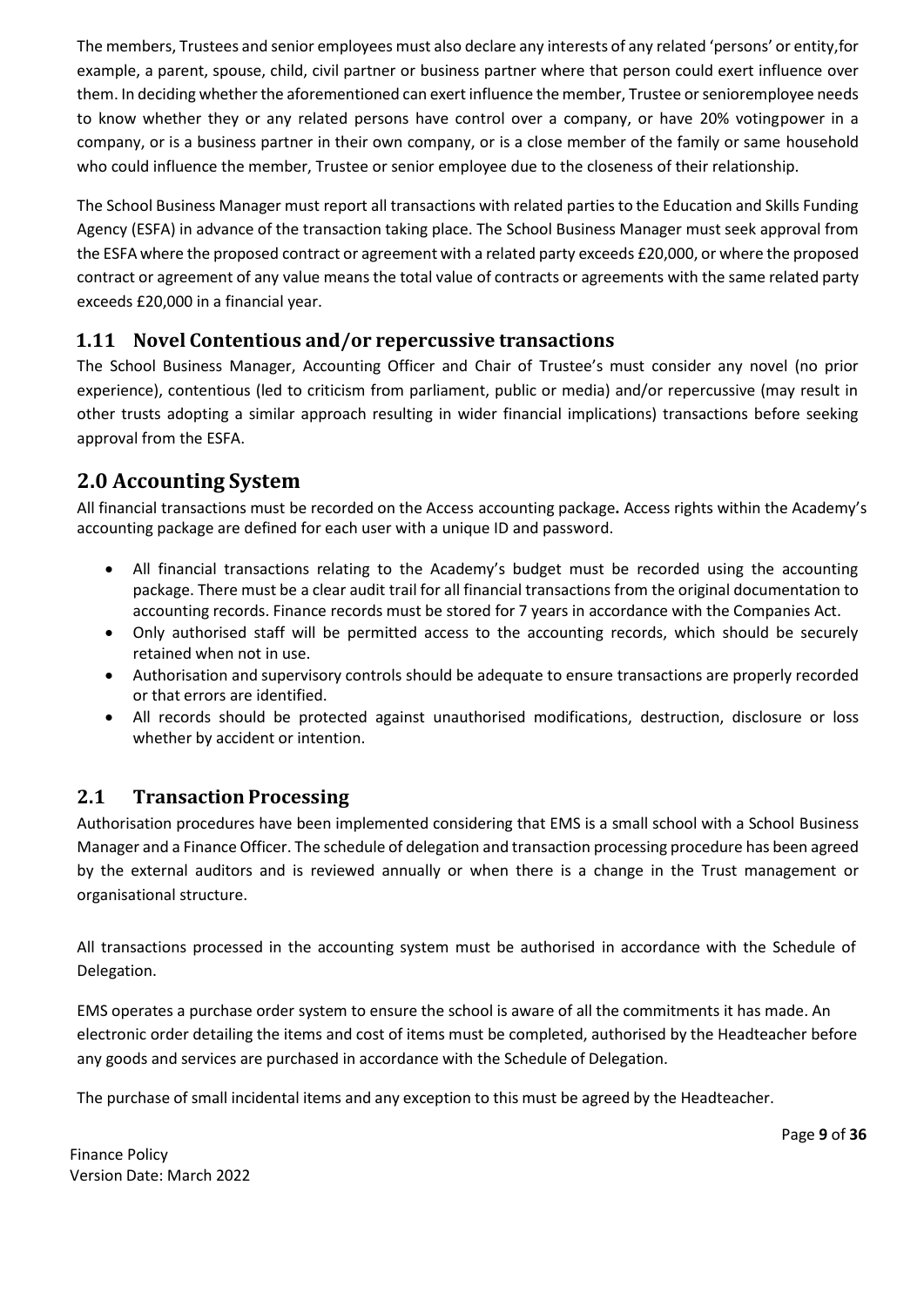The members, Trustees and senior employees must also declare any interests of any related 'persons' or entity, for example, a parent, spouse, child, civil partner or business partner where that person could exert influence over them. In deciding whether the aforementioned can exert influence the member, Trustee or senior employee needs to know whether they or any related persons have control over a company, or have 20% voting power in a company, or is a business partner in their own company, or is a close member of the family or same household who could influence the member, Trustee or senior employee due to the closeness of their relationship.

The School Business Manager must report all transactions with related parties to the Education and Skills Funding Agency (ESFA) in advance of the transaction taking place. The School Business Manager must seek approval from the ESFA where the proposed contract or agreement with a related party exceeds £20,000, or where the proposed contract or agreement of any value means the total value of contracts or agreements with the same related party exceeds £20,000 in a financial year.

### 1.11 Novel Contentious and/or repercussive transactions

The School Business Manager, Accounting Officer and Chair of Trustee's must consider any novel (no prior experience), contentious (led to criticism from parliament, public or media) and/or repercussive (may result in other trusts adopting a similar approach resulting in wider financial implications) transactions before seeking approval from the ESFA.

## 2.0 Accounting System

All financial transactions must be recorded on the Access accounting package**.** Access rights within the Academy's accounting package are defined for each user with a unique ID and password.

- All financial transactions relating to the Academy's budget must be recorded using the accounting package. There must be a clear audit trail for all financial transactions from the original documentation to accounting records. Finance records must be stored for 7 years in accordance with the Companies Act.
- Only authorised staff will be permitted access to the accounting records, which should be securely retained when not in use.
- Authorisation and supervisory controls should be adequate to ensure transactions are properly recorded or that errors are identified.
- All records should be protected against unauthorised modifications, destruction, disclosure or loss whether by accident or intention.

### 2.1 Transaction Processing

Authorisation procedures have been implemented considering that EMS is a small school with a School Business Manager and a Finance Officer. The schedule of delegation and transaction processing procedure has been agreed by the external auditors and is reviewed annually or when there is a change in the Trust management or organisational structure.

All transactions processed in the accounting system must be authorised in accordance with the Schedule of Delegation.

EMS operates a purchase order system to ensure the school is aware of all the commitments it has made. An electronic order detailing the items and cost of items must be completed, authorised by the Headteacher before any goods and services are purchased in accordance with the Schedule of Delegation.

The purchase of small incidental items and any exception to this must be agreed by the Headteacher.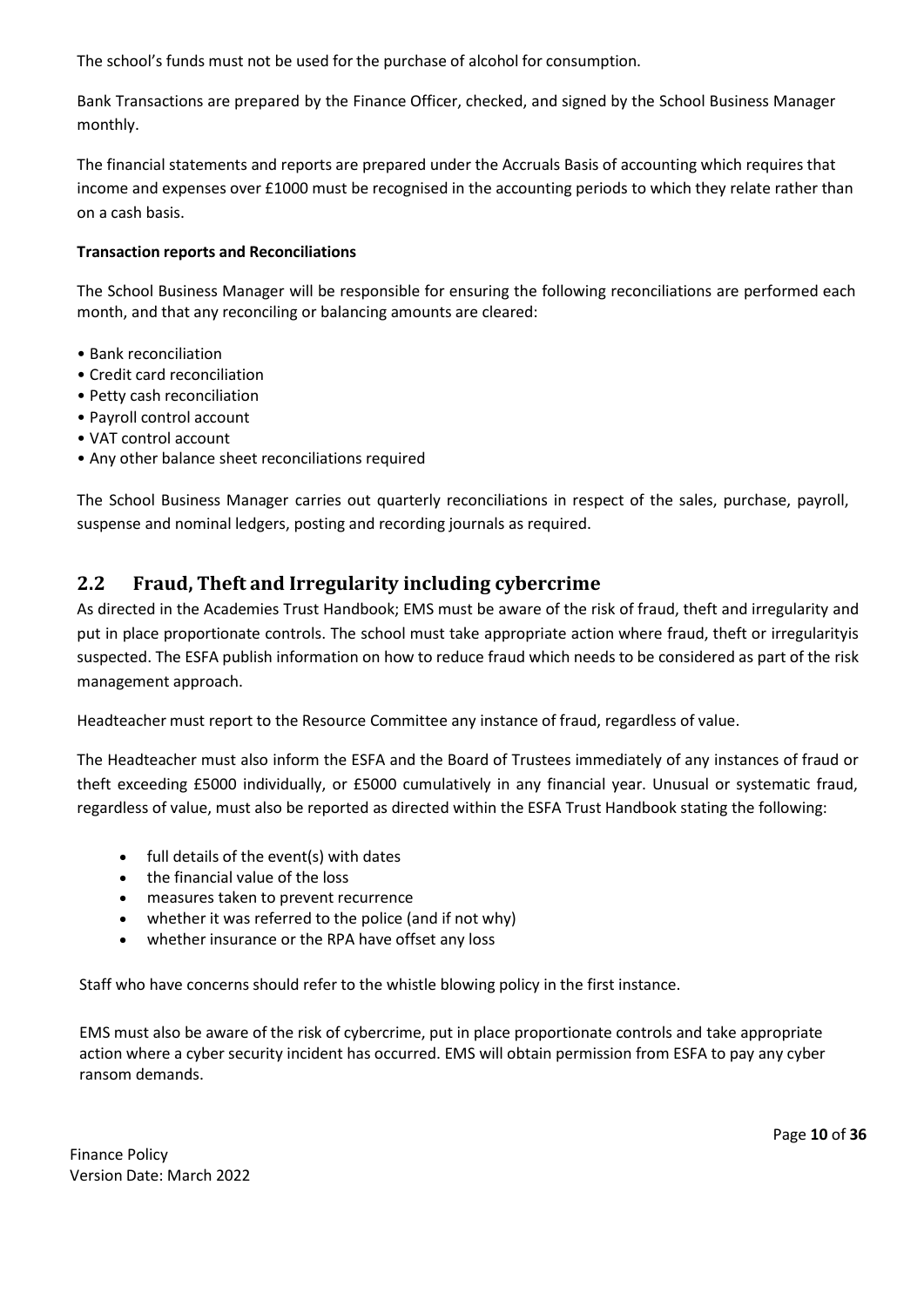The school's funds must not be used for the purchase of alcohol for consumption.

Bank Transactions are prepared by the Finance Officer, checked, and signed by the School Business Manager monthly.

The financial statements and reports are prepared under the Accruals Basis of accounting which requires that income and expenses over £1000 must be recognised in the accounting periods to which they relate rather than on a cash basis.

**Transaction reports and Reconciliations**

The School Business Manager will be responsible for ensuring the following reconciliations are performed each month, and that any reconciling or balancing amounts are cleared:

- Bank reconciliation
- Credit card reconciliation
- Petty cash reconciliation
- Payroll control account
- VAT control account
- Any other balance sheet reconciliations required

The School Business Manager carries out quarterly reconciliations in respect of the sales, purchase, payroll, suspense and nominal ledgers, posting and recording journals as required.

## 2.2 Fraud, Theft and Irregularity including cybercrime

As directed in the Academies Trust Handbook; EMS must be aware of the risk of fraud, theft and irregularity and put in place proportionate controls. The school must take appropriate action where fraud, theft or irregularityis suspected. The ESFA publish information on how to reduce fraud which needs to be considered as part of the risk management approach.

Headteacher must report to the Resource Committee any instance of fraud, regardless of value.

The Headteacher must also inform the ESFA and the Board of Trustees immediately of any instances of fraud or theft exceeding £5000 individually, or £5000 cumulatively in any financial year. Unusual or systematic fraud, regardless of value, must also be reported as directed within the ESFA Trust Handbook stating the following:

- full details of the event(s) with dates
- the financial value of the loss
- measures taken to prevent recurrence
- whether it was referred to the police (and if not why)
- whether insurance or the RPA have offset any loss

Staff who have concerns should refer to the whistle blowing policy in the first instance.

EMS must also be aware of the risk of cybercrime, put in place proportionate controls and take appropriate action where a cyber security incident has occurred. EMS will obtain permission from ESFA to pay any cyber ransom demands.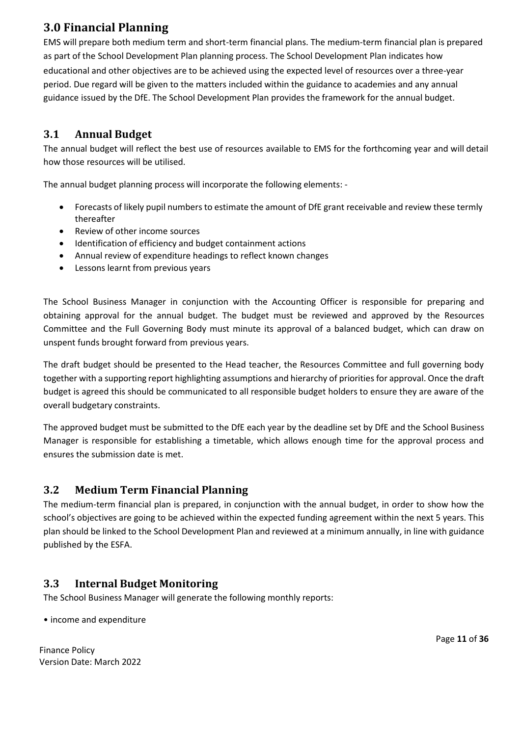## 3.0 Financial Planning

EMS will prepare both medium term and short-term financial plans. The medium-term financial plan is prepared as part of the School Development Plan planning process. The School Development Plan indicates how educational and other objectives are to be achieved using the expected level of resources over a three-year period. Due regard will be given to the matters included within the guidance to academies and any annual guidance issued by the DfE. The School Development Plan provides the framework for the annual budget.

### 3.1 Annual Budget

The annual budget will reflect the best use of resources available to EMS for the forthcoming year and will detail how those resources will be utilised.

The annual budget planning process will incorporate the following elements: -

- Forecasts of likely pupil numbers to estimate the amount of DfE grant receivable and review these termly thereafter
- Review of other income sources
- Identification of efficiency and budget containment actions
- Annual review of expenditure headings to reflect known changes
- Lessons learnt from previous years

The School Business Manager in conjunction with the Accounting Officer is responsible for preparing and obtaining approval for the annual budget. The budget must be reviewed and approved by the Resources Committee and the Full Governing Body must minute its approval of a balanced budget, which can draw on unspent funds brought forward from previous years.

The draft budget should be presented to the Head teacher, the Resources Committee and full governing body together with a supporting report highlighting assumptions and hierarchy of priorities for approval. Once the draft budget is agreed this should be communicated to all responsible budget holders to ensure they are aware of the overall budgetary constraints.

The approved budget must be submitted to the DfE each year by the deadline set by DfE and the School Business Manager is responsible for establishing a timetable, which allows enough time for the approval process and ensures the submission date is met.

### 3.2 Medium Term Financial Planning

The medium-term financial plan is prepared, in conjunction with the annual budget, in order to show how the school's objectives are going to be achieved within the expected funding agreement within the next 5 years. This plan should be linked to the School Development Plan and reviewed at a minimum annually, in line with guidance published by the ESFA.

### 3.3 Internal Budget Monitoring

The School Business Manager will generate the following monthly reports:

- income and expenditure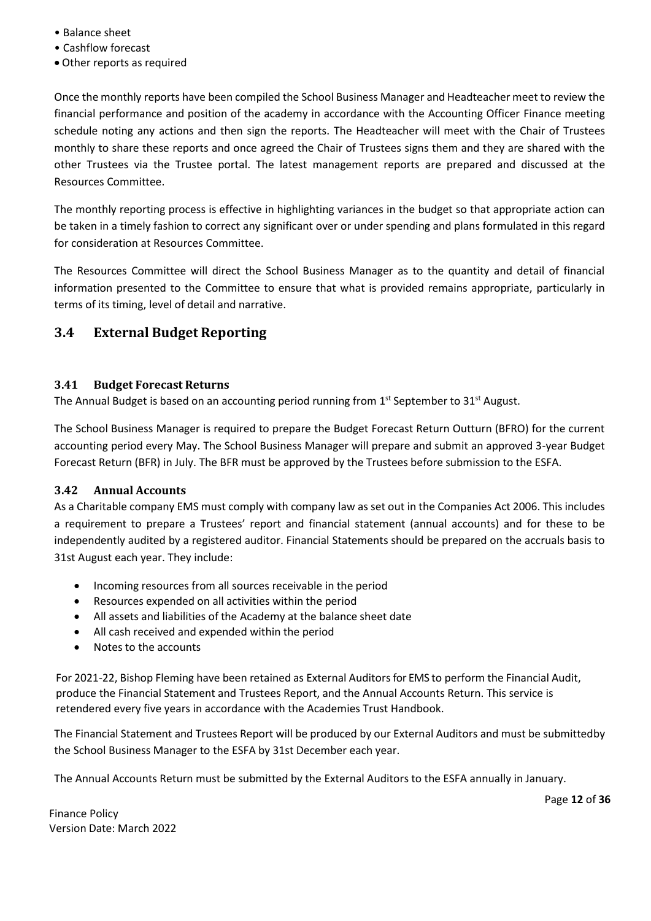- Balance sheet
- Cashflow forecast
- Other reports as required

Once the monthly reports have been compiled the School Business Manager and Headteacher meet to review the financial performance and position of the academy in accordance with the Accounting Officer Finance meeting schedule noting any actions and then sign the reports. The Headteacher will meet with the Chair of Trustees monthly to share these reports and once agreed the Chair of Trustees signs them and they are shared with the other Trustees via the Trustee portal. The latest management reports are prepared and discussed at the Resources Committee.

The monthly reporting process is effective in highlighting variances in the budget so that appropriate action can be taken in a timely fashion to correct any significant over or under spending and plans formulated in this regard for consideration at Resources Committee.

The Resources Committee will direct the School Business Manager as to the quantity and detail of financial information presented to the Committee to ensure that what is provided remains appropriate, particularly in terms of its timing, level of detail and narrative.

## 3.4 External Budget Reporting

### 3.41 Budget Forecast Returns

The Annual Budget is based on an accounting period running from 1st September to 31st August.

The School Business Manager is required to prepare the Budget Forecast Return Outturn (BFRO) for the current accounting period every May. The School Business Manager will prepare and submit an approved 3-year Budget Forecast Return (BFR) in July. The BFR must be approved by the Trustees before submission to the ESFA.

### 3.42 Annual Accounts

As a Charitable company EMS must comply with company law as set out in the Companies Act 2006. This includes a requirement to prepare a Trustees' report and financial statement (annual accounts) and for these to be independently audited by a registered auditor. Financial Statements should be prepared on the accruals basis to 31st August each year. They include:

- Incoming resources from all sources receivable in the period
- Resources expended on all activities within the period
- All assets and liabilities of the Academy at the balance sheet date
- All cash received and expended within the period
- Notes to the accounts

For 2021-22, Bishop Fleming have been retained as External Auditors for EMS to perform the Financial Audit, produce the Financial Statement and Trustees Report, and the Annual Accounts Return. This service is retendered every five years in accordance with the Academies Trust Handbook.

The Financial Statement and Trustees Report will be produced by our External Auditors and must be submittedby the School Business Manager to the ESFA by 31st December each year.

The Annual Accounts Return must be submitted by the External Auditors to the ESFA annually in January.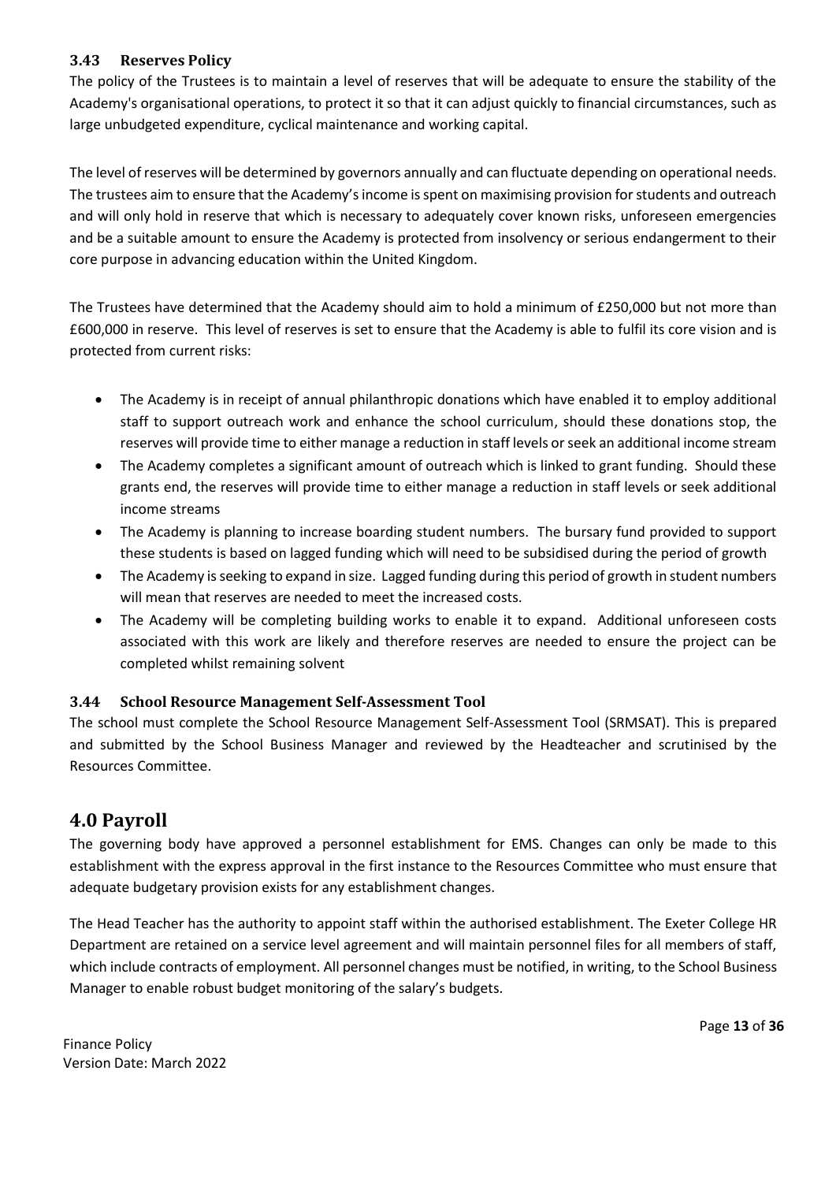### 3.43 Reserves Policy

The policy of the Trustees is to maintain a level of reserves that will be adequate to ensure the stability of the Academy's organisational operations, to protect it so that it can adjust quickly to financial circumstances, such as large unbudgeted expenditure, cyclical maintenance and working capital.

The level of reserves will be determined by governors annually and can fluctuate depending on operational needs. The trustees aim to ensure that the Academy's income is spent on maximising provision for students and outreach and will only hold in reserve that which is necessary to adequately cover known risks, unforeseen emergencies and be a suitable amount to ensure the Academy is protected from insolvency or serious endangerment to their core purpose in advancing education within the United Kingdom.

The Trustees have determined that the Academy should aim to hold a minimum of £250,000 but not more than £600,000 in reserve. This level of reserves is set to ensure that the Academy is able to fulfil its core vision and is protected from current risks:

- The Academy is in receipt of annual philanthropic donations which have enabled it to employ additional staff to support outreach work and enhance the school curriculum, should these donations stop, the reserves will provide time to either manage a reduction in staff levels or seek an additional income stream
- The Academy completes a significant amount of outreach which is linked to grant funding. Should these grants end, the reserves will provide time to either manage a reduction in staff levels or seek additional income streams
- The Academy is planning to increase boarding student numbers. The bursary fund provided to support these students is based on lagged funding which will need to be subsidised during the period of growth
- The Academy is seeking to expand in size. Lagged funding during this period of growth in student numbers will mean that reserves are needed to meet the increased costs.
- The Academy will be completing building works to enable it to expand. Additional unforeseen costs associated with this work are likely and therefore reserves are needed to ensure the project can be completed whilst remaining solvent

### 3.44 School Resource Management Self-Assessment Tool

The school must complete the School Resource Management Self-Assessment Tool (SRMSAT). This is prepared and submitted by the School Business Manager and reviewed by the Headteacher and scrutinised by the Resources Committee.

## 4.0 Payroll

The governing body have approved a personnel establishment for EMS. Changes can only be made to this establishment with the express approval in the first instance to the Resources Committee who must ensure that adequate budgetary provision exists for any establishment changes.

The Head Teacher has the authority to appoint staff within the authorised establishment. The Exeter College HR Department are retained on a service level agreement and will maintain personnel files for all members of staff, which include contracts of employment. All personnel changes must be notified, in writing, to the School Business Manager to enable robust budget monitoring of the salary's budgets.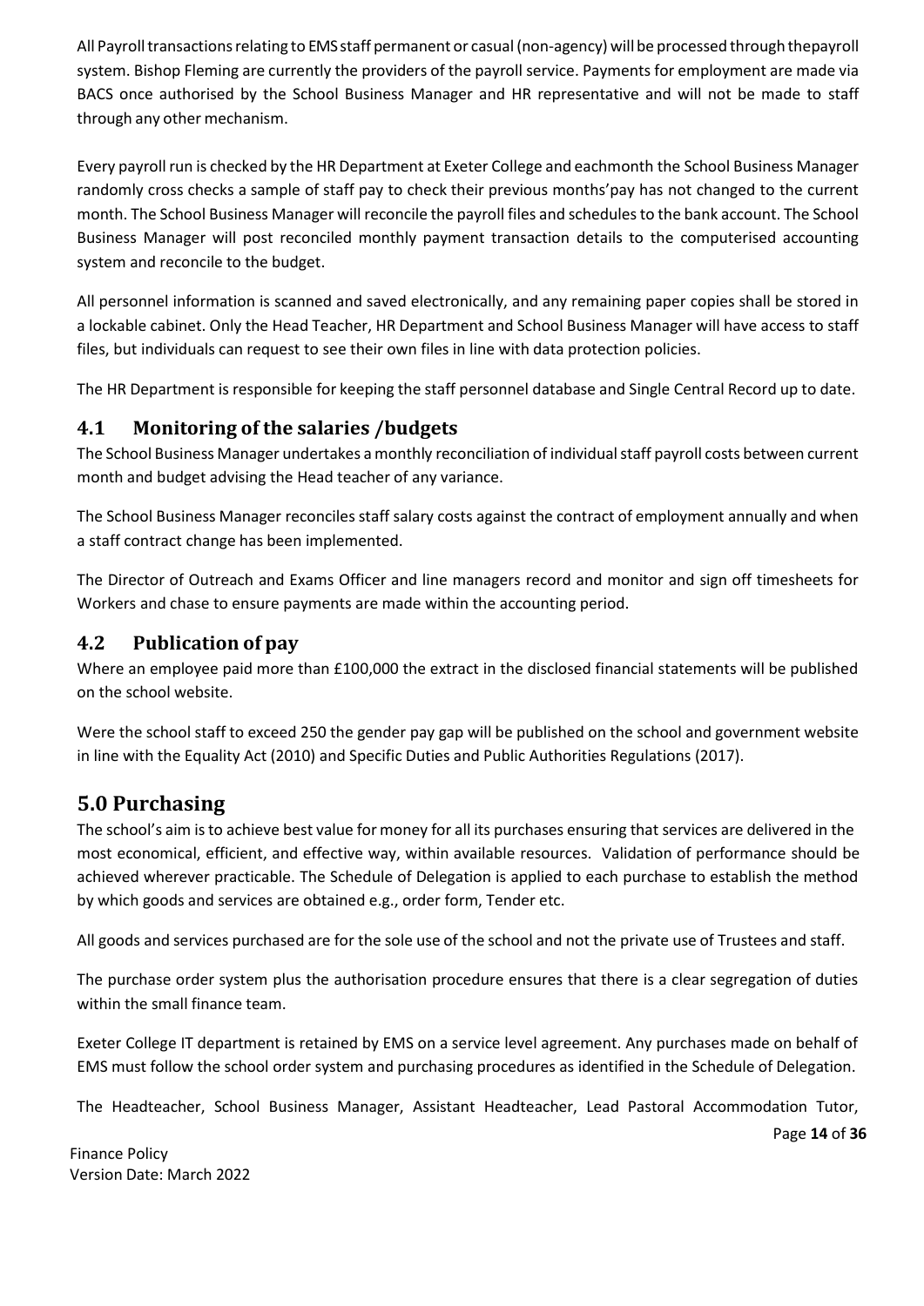All Payroll transactions relating to EMS staff permanent or casual (non-agency) will be processed through thepayroll system. Bishop Fleming are currently the providers of the payroll service. Payments for employment are made via BACS once authorised by the School Business Manager and HR representative and will not be made to staff through any other mechanism.

Every payroll run is checked by the HR Department at Exeter College and eachmonth the School Business Manager randomly cross checks a sample of staff pay to check their previous months'pay has not changed to the current month. The School Business Manager will reconcile the payroll files and schedules to the bank account. The School Business Manager will post reconciled monthly payment transaction details to the computerised accounting system and reconcile to the budget.

All personnel information is scanned and saved electronically, and any remaining paper copies shall be stored in a lockable cabinet. Only the Head Teacher, HR Department and School Business Manager will have access to staff files, but individuals can request to see their own files in line with data protection policies.

The HR Department is responsible for keeping the staff personnel database and Single Central Record up to date.

## 4.1 Monitoring of the salaries /budgets

The School Business Manager undertakes a monthly reconciliation of individual staff payroll costs between current month and budget advising the Head teacher of any variance.

The School Business Manager reconciles staff salary costs against the contract of employment annually and when a staff contract change has been implemented.

The Director of Outreach and Exams Officer and line managers record and monitor and sign off timesheets for Workers and chase to ensure payments are made within the accounting period.

## 4.2 Publication of pay

Where an employee paid more than £100,000 the extract in the disclosed financial statements will be published on the school website.

Were the school staff to exceed 250 the gender pay gap will be published on the school and government website in line with the Equality Act (2010) and Specific Duties and Public Authorities Regulations (2017).

# 5.0 Purchasing

The school's aim is to achieve best value for money for all its purchases ensuring that services are delivered in the most economical, efficient, and effective way, within available resources. Validation of performance should be achieved wherever practicable. The Schedule of Delegation is applied to each purchase to establish the method by which goods and services are obtained e.g., order form, Tender etc.

All goods and services purchased are for the sole use of the school and not the private use of Trustees and staff.

The purchase order system plus the authorisation procedure ensures that there is a clear segregation of duties within the small finance team.

Exeter College IT department is retained by EMS on a service level agreement. Any purchases made on behalf of EMS must follow the school order system and purchasing procedures as identified in the Schedule of Delegation.

The Headteacher, School Business Manager, Assistant Headteacher, Lead Pastoral Accommodation Tutor,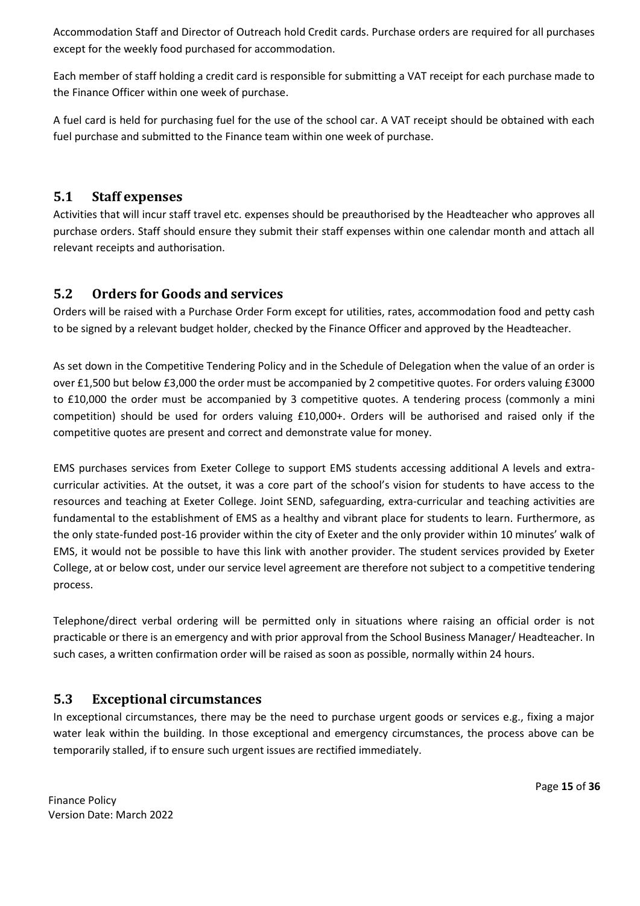Accommodation Staff and Director of Outreach hold Credit cards. Purchase orders are required for all purchases except for the weekly food purchased for accommodation.

Each member of staff holding a credit card is responsible for submitting a VAT receipt for each purchase made to the Finance Officer within one week of purchase.

A fuel card is held for purchasing fuel for the use of the school car. A VAT receipt should be obtained with each fuel purchase and submitted to the Finance team within one week of purchase.

## 5.1 Staff expenses

Activities that will incur staff travel etc. expenses should be preauthorised by the Headteacher who approves all purchase orders. Staff should ensure they submit their staff expenses within one calendar month and attach all relevant receipts and authorisation.

## 5.2 Orders for Goods and services

Orders will be raised with a Purchase Order Form except for utilities, rates, accommodation food and petty cash to be signed by a relevant budget holder, checked by the Finance Officer and approved by the Headteacher.

As set down in the Competitive Tendering Policy and in the Schedule of Delegation when the value of an order is over £1,500 but below £3,000 the order must be accompanied by 2 competitive quotes. For orders valuing £3000 to £10,000 the order must be accompanied by 3 competitive quotes. A tendering process (commonly a mini competition) should be used for orders valuing £10,000+. Orders will be authorised and raised only if the competitive quotes are present and correct and demonstrate value for money.

EMS purchases services from Exeter College to support EMS students accessing additional A levels and extra-curricular activities. At the outset, it was a core part of the school's vision for students to have access to the resources and teaching at Exeter College. Joint SEND, safeguarding, extra-curricular and teaching activities are fundamental to the establishment of EMS as a healthy and vibrant place for students to learn. Furthermore, as the only state-funded post-16 provider within the city of Exeter and the only provider within 10 minutes' walk of EMS, it would not be possible to have this link with another provider. The student services provided by Exeter College, at or below cost, under our service level agreement are therefore not subject to a competitive tendering process.

Telephone/direct verbal ordering will be permitted only in situations where raising an official order is not practicable or there is an emergency and with prior approval from the School Business Manager/ Headteacher. In such cases, a written confirmation order will be raised as soon as possible, normally within 24 hours.

## 5.3 Exceptional circumstances

In exceptional circumstances, there may be the need to purchase urgent goods or services e.g., fixing a major water leak within the building. In those exceptional and emergency circumstances, the process above can be temporarily stalled, if to ensure such urgent issues are rectified immediately.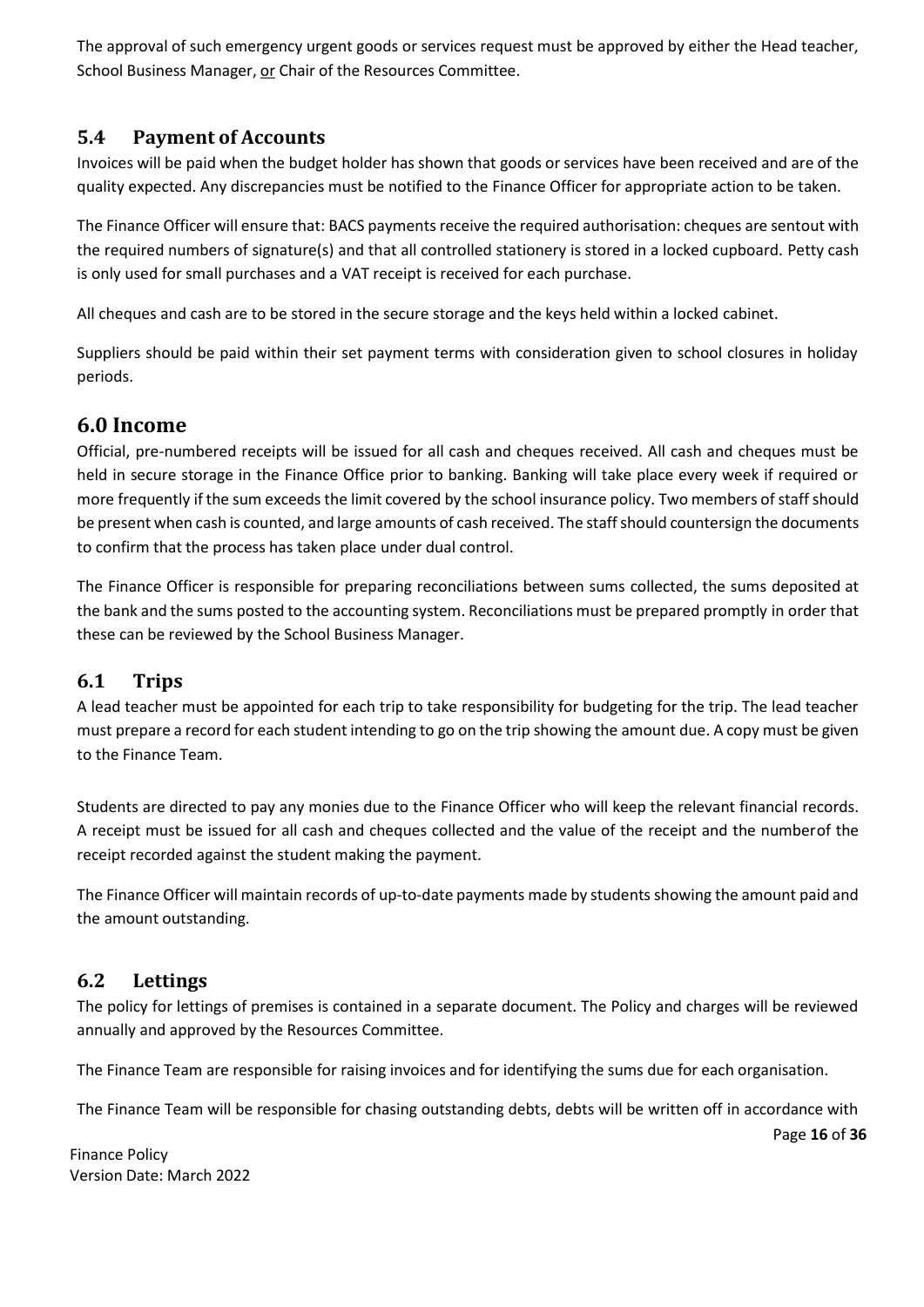The approval of such emergency urgent goods or services request must be approved by either the Head teacher, School Business Manager, <u>or</u> Chair of the Resources Committee.

## 5.4 Payment of Accounts

Invoices will be paid when the budget holder has shown that goods or services have been received and are of the quality expected. Any discrepancies must be notified to the Finance Officer for appropriate action to be taken.

The Finance Officer will ensure that: BACS payments receive the required authorisation: cheques are sentout with the required numbers of signature(s) and that all controlled stationery is stored in a locked cupboard. Petty cash is only used for small purchases and a VAT receipt is received for each purchase.

All cheques and cash are to be stored in the secure storage and the keys held within a locked cabinet.

Suppliers should be paid within their set payment terms with consideration given to school closures in holiday periods.

# 6.0 Income

Official, pre-numbered receipts will be issued for all cash and cheques received. All cash and cheques must be held in secure storage in the Finance Office prior to banking. Banking will take place every week if required or more frequently if the sum exceeds the limit covered by the school insurance policy. Two members of staff should be present when cash is counted, and large amounts of cash received. The staff should countersign the documents to confirm that the process has taken place under dual control.

The Finance Officer is responsible for preparing reconciliations between sums collected, the sums deposited at the bank and the sums posted to the accounting system. Reconciliations must be prepared promptly in order that these can be reviewed by the School Business Manager.

## 6.1 Trips

A lead teacher must be appointed for each trip to take responsibility for budgeting for the trip. The lead teacher must prepare a record for each student intending to go on the trip showing the amount due. A copy must be given to the Finance Team.

Students are directed to pay any monies due to the Finance Officer who will keep the relevant financial records. A receipt must be issued for all cash and cheques collected and the value of the receipt and the numberof the receipt recorded against the student making the payment.

The Finance Officer will maintain records of up-to-date payments made by students showing the amount paid and the amount outstanding.

## 6.2 Lettings

The policy for lettings of premises is contained in a separate document. The Policy and charges will be reviewed annually and approved by the Resources Committee.

The Finance Team are responsible for raising invoices and for identifying the sums due for each organisation.

The Finance Team will be responsible for chasing outstanding debts, debts will be written off in accordance with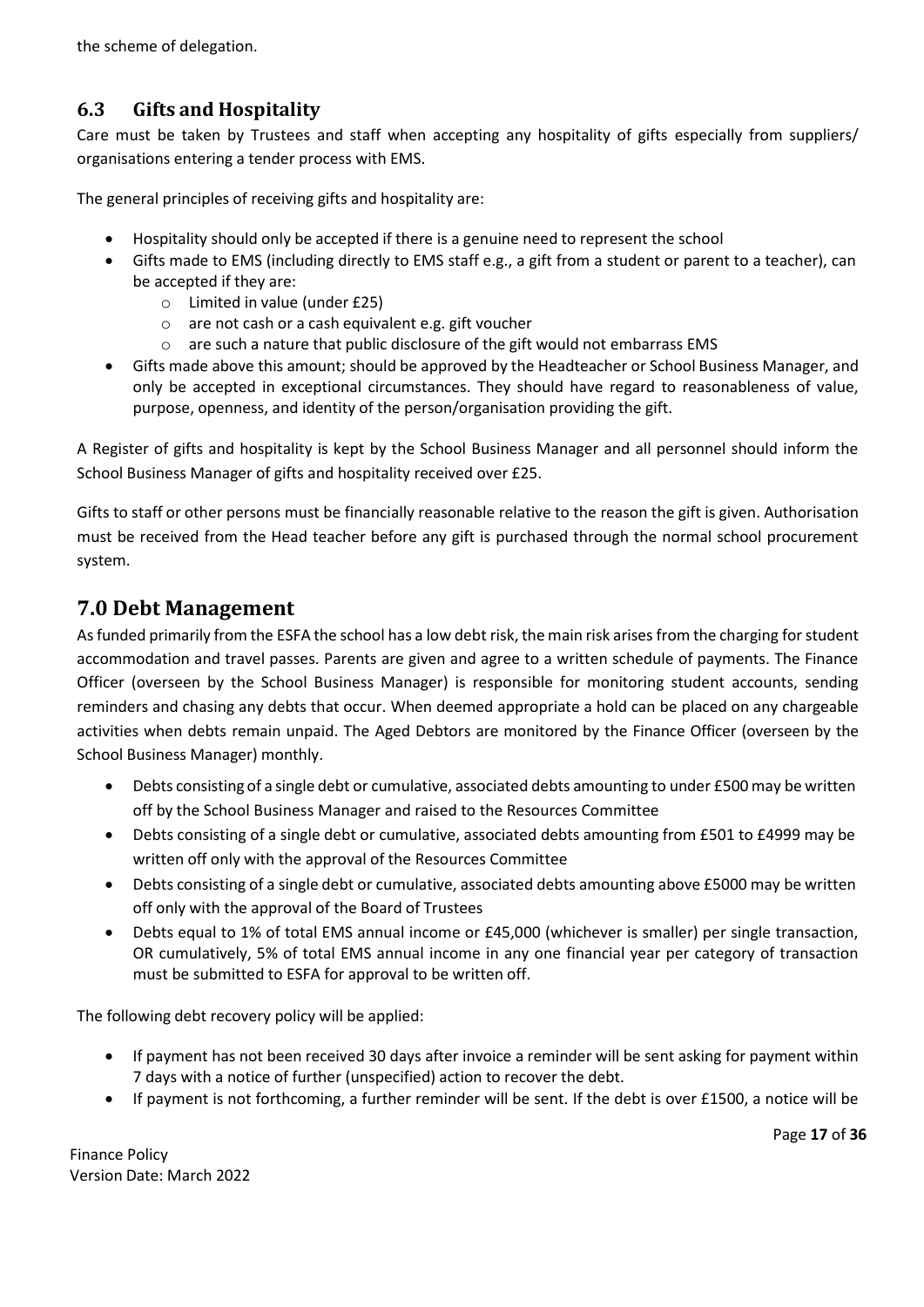the scheme of delegation.

## 6.3 Gifts and Hospitality

Care must be taken by Trustees and staff when accepting any hospitality of gifts especially from suppliers/ organisations entering a tender process with EMS.

The general principles of receiving gifts and hospitality are:

- Hospitality should only be accepted if there is a genuine need to represent the school
- Gifts made to EMS (including directly to EMS staff e.g., a gift from a student or parent to a teacher), can be accepted if they are:
  - Limited in value (under £25)
  - are not cash or a cash equivalent e.g. gift voucher
  - are such a nature that public disclosure of the gift would not embarrass EMS
- Gifts made above this amount; should be approved by the Headteacher or School Business Manager, and only be accepted in exceptional circumstances. They should have regard to reasonableness of value, purpose, openness, and identity of the person/organisation providing the gift.

A Register of gifts and hospitality is kept by the School Business Manager and all personnel should inform the School Business Manager of gifts and hospitality received over £25.

Gifts to staff or other persons must be financially reasonable relative to the reason the gift is given. Authorisation must be received from the Head teacher before any gift is purchased through the normal school procurement system.

# 7.0 Debt Management

As funded primarily from the ESFA the school has a low debt risk, the main risk arises from the charging for student accommodation and travel passes. Parents are given and agree to a written schedule of payments. The Finance Officer (overseen by the School Business Manager) is responsible for monitoring student accounts, sending reminders and chasing any debts that occur. When deemed appropriate a hold can be placed on any chargeable activities when debts remain unpaid. The Aged Debtors are monitored by the Finance Officer (overseen by the School Business Manager) monthly.

- Debts consisting of a single debt or cumulative, associated debts amounting to under £500 may be written off by the School Business Manager and raised to the Resources Committee
- Debts consisting of a single debt or cumulative, associated debts amounting from £501 to £4999 may be written off only with the approval of the Resources Committee
- Debts consisting of a single debt or cumulative, associated debts amounting above £5000 may be written off only with the approval of the Board of Trustees
- Debts equal to 1% of total EMS annual income or £45,000 (whichever is smaller) per single transaction, OR cumulatively, 5% of total EMS annual income in any one financial year per category of transaction must be submitted to ESFA for approval to be written off.

The following debt recovery policy will be applied:

- If payment has not been received 30 days after invoice a reminder will be sent asking for payment within 7 days with a notice of further (unspecified) action to recover the debt.
- If payment is not forthcoming, a further reminder will be sent. If the debt is over £1500, a notice will be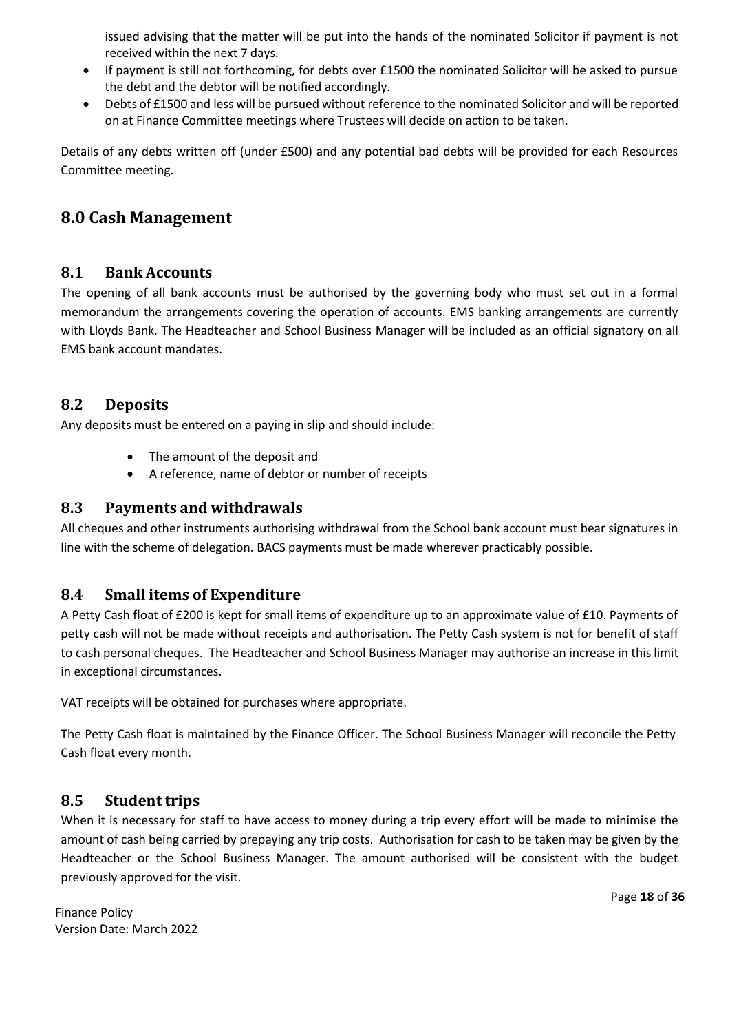issued advising that the matter will be put into the hands of the nominated Solicitor if payment is not received within the next 7 days.

- If payment is still not forthcoming, for debts over £1500 the nominated Solicitor will be asked to pursue the debt and the debtor will be notified accordingly.
- Debts of £1500 and less will be pursued without reference to the nominated Solicitor and will be reported on at Finance Committee meetings where Trustees will decide on action to be taken.

Details of any debts written off (under £500) and any potential bad debts will be provided for each Resources Committee meeting.

## 8.0 Cash Management

### 8.1 Bank Accounts

The opening of all bank accounts must be authorised by the governing body who must set out in a formal memorandum the arrangements covering the operation of accounts. EMS banking arrangements are currently with Lloyds Bank. The Headteacher and School Business Manager will be included as an official signatory on all EMS bank account mandates.

### 8.2 Deposits

Any deposits must be entered on a paying in slip and should include:

- The amount of the deposit and
- A reference, name of debtor or number of receipts

### 8.3 Payments and withdrawals

All cheques and other instruments authorising withdrawal from the School bank account must bear signatures in line with the scheme of delegation. BACS payments must be made wherever practicably possible.

### 8.4 Small items of Expenditure

A Petty Cash float of £200 is kept for small items of expenditure up to an approximate value of £10. Payments of petty cash will not be made without receipts and authorisation. The Petty Cash system is not for benefit of staff to cash personal cheques. The Headteacher and School Business Manager may authorise an increase in this limit in exceptional circumstances.

VAT receipts will be obtained for purchases where appropriate.

The Petty Cash float is maintained by the Finance Officer. The School Business Manager will reconcile the Petty Cash float every month.

### 8.5 Student trips

When it is necessary for staff to have access to money during a trip every effort will be made to minimise the amount of cash being carried by prepaying any trip costs. Authorisation for cash to be taken may be given by the Headteacher or the School Business Manager. The amount authorised will be consistent with the budget previously approved for the visit.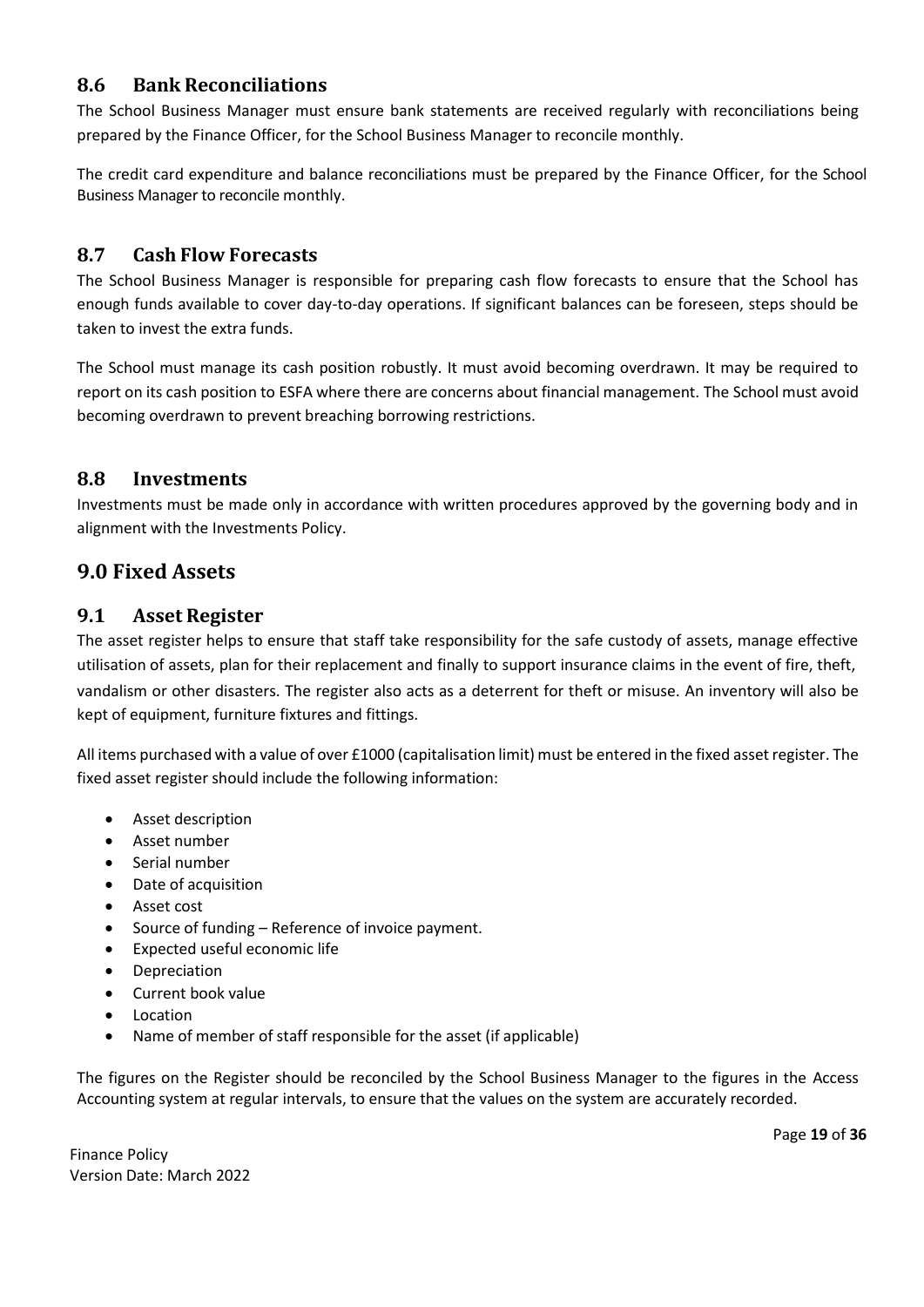### 8.6 Bank Reconciliations

The School Business Manager must ensure bank statements are received regularly with reconciliations being prepared by the Finance Officer, for the School Business Manager to reconcile monthly.

The credit card expenditure and balance reconciliations must be prepared by the Finance Officer, for the School Business Manager to reconcile monthly.

### 8.7 Cash Flow Forecasts

The School Business Manager is responsible for preparing cash flow forecasts to ensure that the School has enough funds available to cover day-to-day operations. If significant balances can be foreseen, steps should be taken to invest the extra funds.

The School must manage its cash position robustly. It must avoid becoming overdrawn. It may be required to report on its cash position to ESFA where there are concerns about financial management. The School must avoid becoming overdrawn to prevent breaching borrowing restrictions.

### 8.8 Investments

Investments must be made only in accordance with written procedures approved by the governing body and in alignment with the Investments Policy.

## 9.0 Fixed Assets

### 9.1 Asset Register

The asset register helps to ensure that staff take responsibility for the safe custody of assets, manage effective utilisation of assets, plan for their replacement and finally to support insurance claims in the event of fire, theft, vandalism or other disasters. The register also acts as a deterrent for theft or misuse. An inventory will also be kept of equipment, furniture fixtures and fittings.

All items purchased with a value of over £1000 (capitalisation limit) must be entered in the fixed asset register. The fixed asset register should include the following information:

- Asset description
- Asset number
- Serial number
- Date of acquisition
- Asset cost
- Source of funding – Reference of invoice payment.
- Expected useful economic life
- Depreciation
- Current book value
- Location
- Name of member of staff responsible for the asset (if applicable)

The figures on the Register should be reconciled by the School Business Manager to the figures in the Access Accounting system at regular intervals, to ensure that the values on the system are accurately recorded.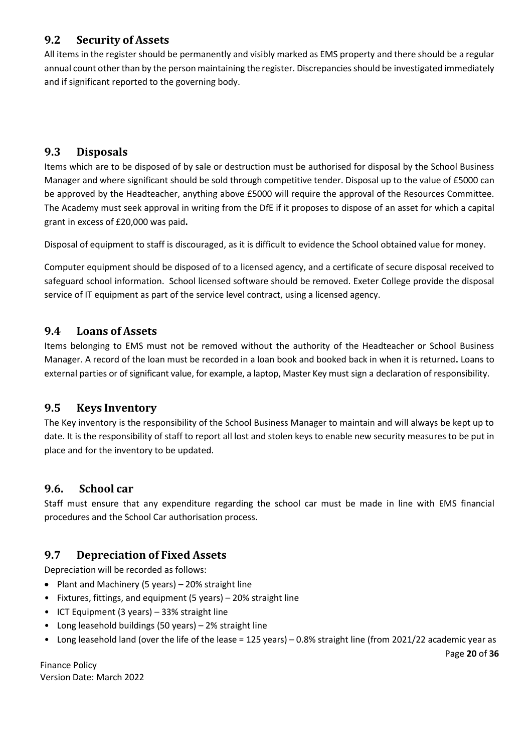## 9.2 Security of Assets

All items in the register should be permanently and visibly marked as EMS property and there should be a regular annual count other than by the person maintaining the register. Discrepancies should be investigated immediately and if significant reported to the governing body.

## 9.3 Disposals

Items which are to be disposed of by sale or destruction must be authorised for disposal by the School Business Manager and where significant should be sold through competitive tender. Disposal up to the value of £5000 can be approved by the Headteacher, anything above £5000 will require the approval of the Resources Committee. The Academy must seek approval in writing from the DfE if it proposes to dispose of an asset for which a capital grant in excess of £20,000 was paid**.**

Disposal of equipment to staff is discouraged, as it is difficult to evidence the School obtained value for money.

Computer equipment should be disposed of to a licensed agency, and a certificate of secure disposal received to safeguard school information. School licensed software should be removed. Exeter College provide the disposal service of IT equipment as part of the service level contract, using a licensed agency.

## 9.4 Loans of Assets

Items belonging to EMS must not be removed without the authority of the Headteacher or School Business Manager. A record of the loan must be recorded in a loan book and booked back in when it is returned**.** Loans to external parties or of significant value, for example, a laptop, Master Key must sign a declaration of responsibility.

## 9.5 Keys Inventory

The Key inventory is the responsibility of the School Business Manager to maintain and will always be kept up to date. It is the responsibility of staff to report all lost and stolen keys to enable new security measures to be put in place and for the inventory to be updated.

## 9.6. School car

Staff must ensure that any expenditure regarding the school car must be made in line with EMS financial procedures and the School Car authorisation process.

## 9.7 Depreciation of Fixed Assets

Depreciation will be recorded as follows:

- Plant and Machinery (5 years) – 20% straight line
- Fixtures, fittings, and equipment (5 years) – 20% straight line
- ICT Equipment (3 years) – 33% straight line
- Long leasehold buildings (50 years) – 2% straight line
- Long leasehold land (over the life of the lease = 125 years) – 0.8% straight line (from 2021/22 academic year as

Finance Policy
Version Date: March 2022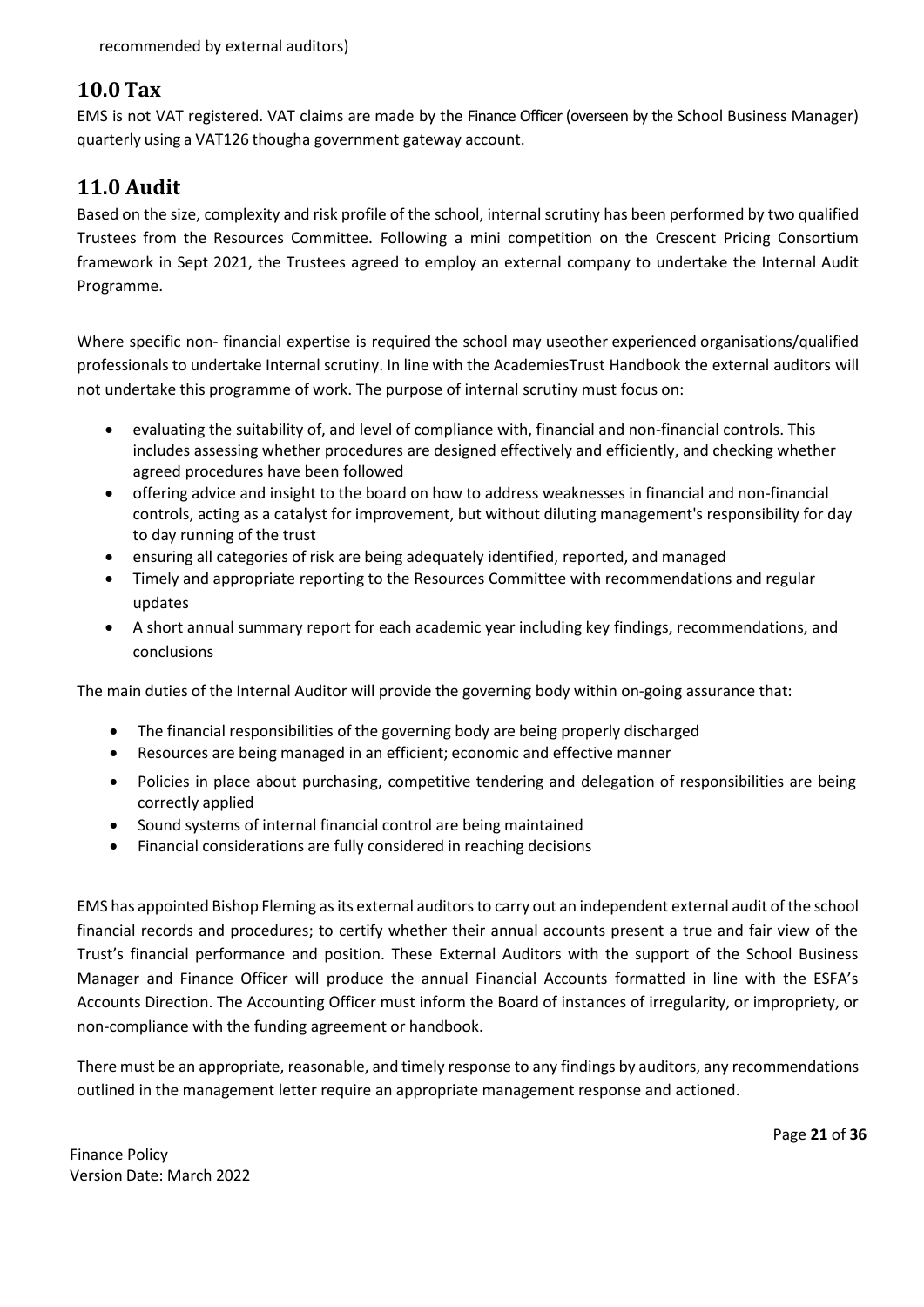recommended by external auditors)

## 10.0 Tax

EMS is not VAT registered. VAT claims are made by the Finance Officer (overseen by the School Business Manager) quarterly using a VAT126 thougha government gateway account.

## 11.0 Audit

Based on the size, complexity and risk profile of the school, internal scrutiny has been performed by two qualified Trustees from the Resources Committee. Following a mini competition on the Crescent Pricing Consortium framework in Sept 2021, the Trustees agreed to employ an external company to undertake the Internal Audit Programme.

Where specific non- financial expertise is required the school may useother experienced organisations/qualified professionals to undertake Internal scrutiny. In line with the AcademiesTrust Handbook the external auditors will not undertake this programme of work. The purpose of internal scrutiny must focus on:

- evaluating the suitability of, and level of compliance with, financial and non-financial controls. This includes assessing whether procedures are designed effectively and efficiently, and checking whether agreed procedures have been followed
- offering advice and insight to the board on how to address weaknesses in financial and non-financial controls, acting as a catalyst for improvement, but without diluting management's responsibility for day to day running of the trust
- ensuring all categories of risk are being adequately identified, reported, and managed
- Timely and appropriate reporting to the Resources Committee with recommendations and regular updates
- A short annual summary report for each academic year including key findings, recommendations, and conclusions

The main duties of the Internal Auditor will provide the governing body within on-going assurance that:

- The financial responsibilities of the governing body are being properly discharged
- Resources are being managed in an efficient; economic and effective manner
- Policies in place about purchasing, competitive tendering and delegation of responsibilities are being correctly applied
- Sound systems of internal financial control are being maintained
- Financial considerations are fully considered in reaching decisions

EMS has appointed Bishop Fleming as its external auditors to carry out an independent external audit of the school financial records and procedures; to certify whether their annual accounts present a true and fair view of the Trust's financial performance and position. These External Auditors with the support of the School Business Manager and Finance Officer will produce the annual Financial Accounts formatted in line with the ESFA's Accounts Direction. The Accounting Officer must inform the Board of instances of irregularity, or impropriety, or non-compliance with the funding agreement or handbook.

There must be an appropriate, reasonable, and timely response to any findings by auditors, any recommendations outlined in the management letter require an appropriate management response and actioned.

Finance Policy
Version Date: March 2022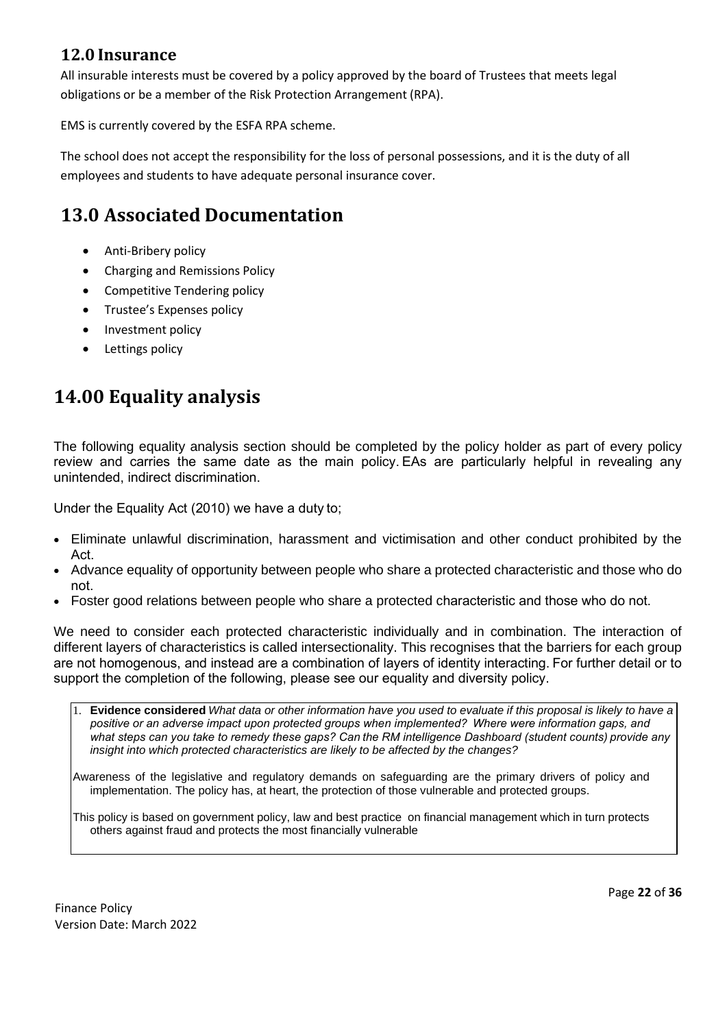## 12.0 Insurance

All insurable interests must be covered by a policy approved by the board of Trustees that meets legal obligations or be a member of the Risk Protection Arrangement (RPA).

EMS is currently covered by the ESFA RPA scheme.

The school does not accept the responsibility for the loss of personal possessions, and it is the duty of all employees and students to have adequate personal insurance cover.

## 13.0 Associated Documentation

- Anti-Bribery policy
- Charging and Remissions Policy
- Competitive Tendering policy
- Trustee's Expenses policy
- Investment policy
- Lettings policy

## 14.00 Equality analysis

The following equality analysis section should be completed by the policy holder as part of every policy review and carries the same date as the main policy. EAs are particularly helpful in revealing any unintended, indirect discrimination.

Under the Equality Act (2010) we have a duty to;

- Eliminate unlawful discrimination, harassment and victimisation and other conduct prohibited by the Act.
- Advance equality of opportunity between people who share a protected characteristic and those who do not.
- Foster good relations between people who share a protected characteristic and those who do not.

We need to consider each protected characteristic individually and in combination. The interaction of different layers of characteristics is called intersectionality. This recognises that the barriers for each group are not homogenous, and instead are a combination of layers of identity interacting. For further detail or to support the completion of the following, please see our equality and diversity policy.

1. **Evidence considered** *What data or other information have you used to evaluate if this proposal is likely to have a positive or an adverse impact upon protected groups when implemented? Where were information gaps, and what steps can you take to remedy these gaps? Can the RM intelligence Dashboard (student counts) provide any insight into which protected characteristics are likely to be affected by the changes?*

Awareness of the legislative and regulatory demands on safeguarding are the primary drivers of policy and implementation. The policy has, at heart, the protection of those vulnerable and protected groups.

This policy is based on government policy, law and best practice on financial management which in turn protects others against fraud and protects the most financially vulnerable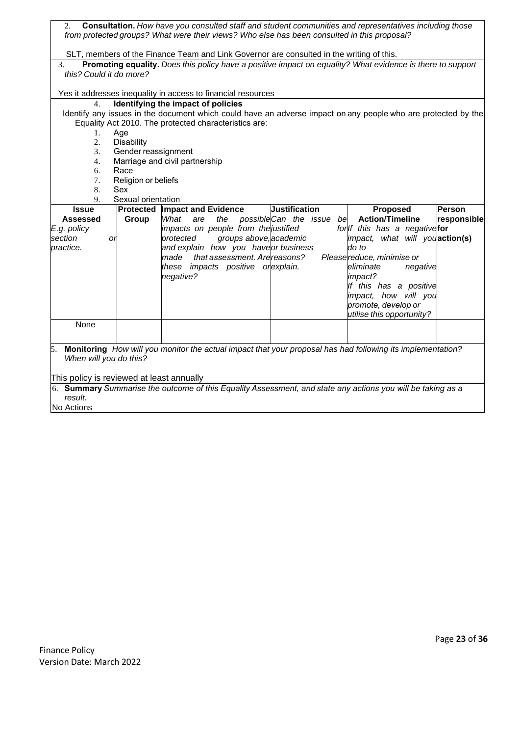2. **Consultation.** *How have you consulted staff and student communities and representatives including those from protected groups? What were their views? Who else has been consulted in this proposal?*

SLT, members of the Finance Team and Link Governor are consulted in the writing of this.

3. **Promoting equality.** *Does this policy have a positive impact on equality? What evidence is there to support this? Could it do more?*

Yes it addresses inequality in access to financial resources

4. **Identifying the impact of policies**

Identify any issues in the document which could have an adverse impact on any people who are protected by the Equality Act 2010. The protected characteristics are:

1. Age
2. Disability
3. Gender reassignment
4. Marriage and civil partnership
6. Race
7. Religion or beliefs
8. Sex
9. Sexual orientation

| **Issue Assessed** *E.g. policy section or practice.* | **Protected Group** | **Impact and Evidence** *What are the possible impacts on people from the protected groups above, and explain how you have made that assessment. Are these impacts positive or negative?* | **Justification** *Can the issue be justified for academic or business reasons? Please explain.* | **Proposed Action/Timeline** *If this has a negative impact, what will you do to reduce, minimise or eliminate negative impact? If this has a positive impact, how will you promote, develop or utilise this opportunity?* | **Person responsible for action(s)** |
|---|---|---|---|---|---|
| None | | | | | |

5. **Monitoring** *How will you monitor the actual impact that your proposal has had following its implementation? When will you do this?*

This policy is reviewed at least annually

6. **Summary** *Summarise the outcome of this Equality Assessment, and state any actions you will be taking as a result.*

No Actions

Finance Policy
Version Date: March 2022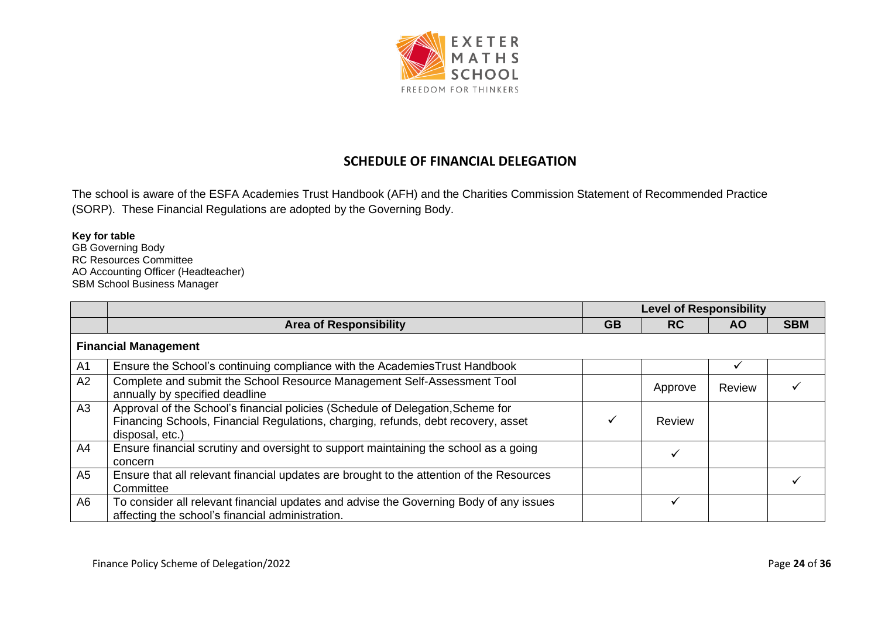## SCHEDULE OF FINANCIAL DELEGATION

The school is aware of the ESFA Academies Trust Handbook (AFH) and the Charities Commission Statement of Recommended Practice (SORP). These Financial Regulations are adopted by the Governing Body.

**Key for table**
GB Governing Body
RC Resources Committee
AO Accounting Officer (Headteacher)
SBM School Business Manager

| | | **Level of Responsibility** | | | |
|---|---|---|---|---|---|
| | **Area of Responsibility** | **GB** | **RC** | **AO** | **SBM** |
| **Financial Management** | | | | | |
| A1 | Ensure the School's continuing compliance with the AcademiesTrust Handbook | | | ✓ | |
| A2 | Complete and submit the School Resource Management Self-Assessment Tool annually by specified deadline | | Approve | Review | ✓ |
| A3 | Approval of the School's financial policies (Schedule of Delegation,Scheme for Financing Schools, Financial Regulations, charging, refunds, debt recovery, asset disposal, etc.) | ✓ | Review | | |
| A4 | Ensure financial scrutiny and oversight to support maintaining the school as a going concern | | ✓ | | |
| A5 | Ensure that all relevant financial updates are brought to the attention of the Resources Committee | | | | ✓ |
| A6 | To consider all relevant financial updates and advise the Governing Body of any issues affecting the school's financial administration. | | ✓ | | |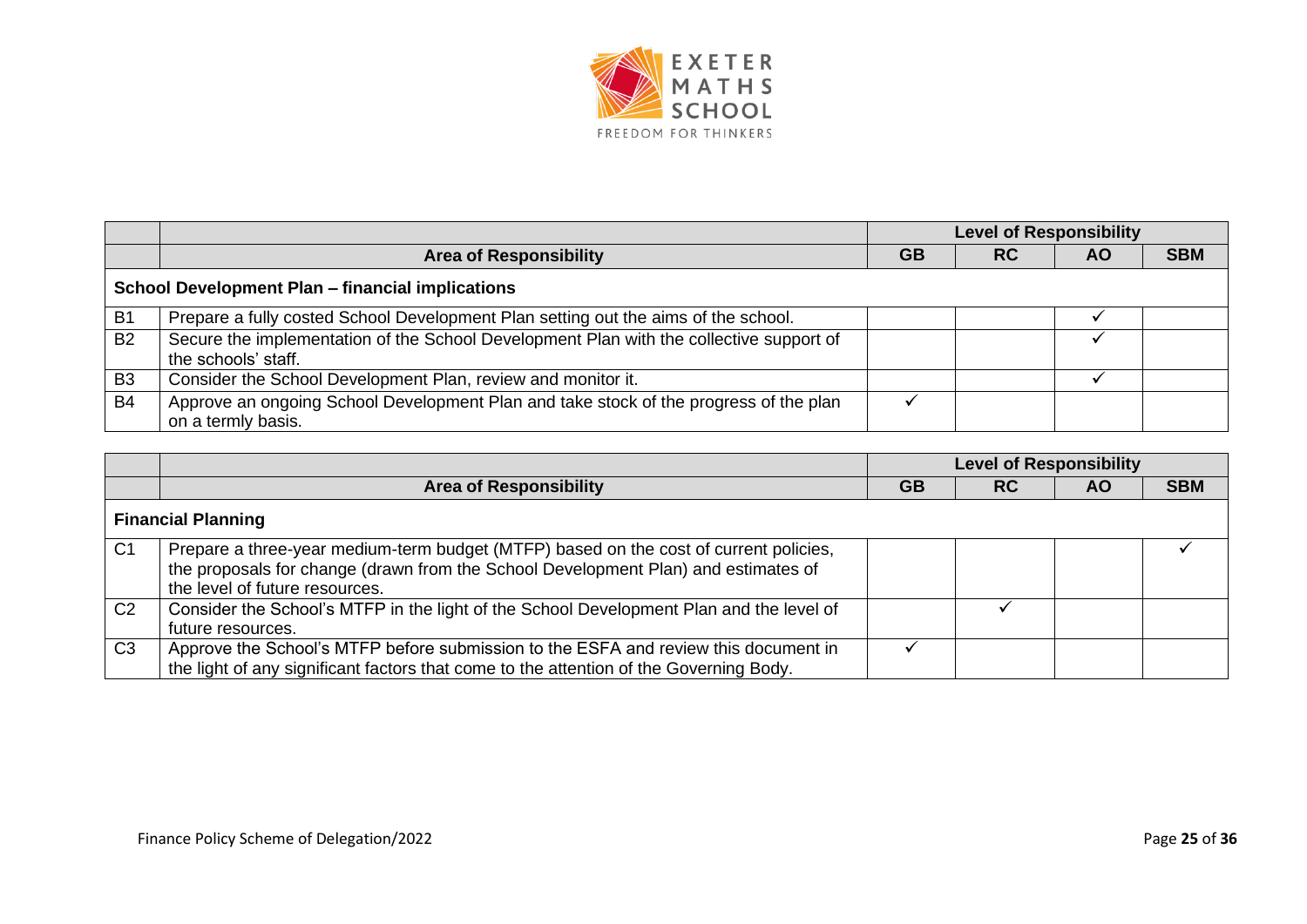| | | Level of Responsibility | | | |
|---|---|---|---|---|---|
| | **Area of Responsibility** | **GB** | **RC** | **AO** | **SBM** |
| **School Development Plan – financial implications** | | | | | |
| B1 | Prepare a fully costed School Development Plan setting out the aims of the school. | | | ✓ | |
| B2 | Secure the implementation of the School Development Plan with the collective support of the schools' staff. | | | ✓ | |
| B3 | Consider the School Development Plan, review and monitor it. | | | ✓ | |
| B4 | Approve an ongoing School Development Plan and take stock of the progress of the plan on a termly basis. | ✓ | | | |

| | | Level of Responsibility | | | |
|---|---|---|---|---|---|
| | **Area of Responsibility** | **GB** | **RC** | **AO** | **SBM** |
| **Financial Planning** | | | | | |
| C1 | Prepare a three-year medium-term budget (MTFP) based on the cost of current policies, the proposals for change (drawn from the School Development Plan) and estimates of the level of future resources. | | | | ✓ |
| C2 | Consider the School's MTFP in the light of the School Development Plan and the level of future resources. | | ✓ | | |
| C3 | Approve the School's MTFP before submission to the ESFA and review this document in the light of any significant factors that come to the attention of the Governing Body. | ✓ | | | |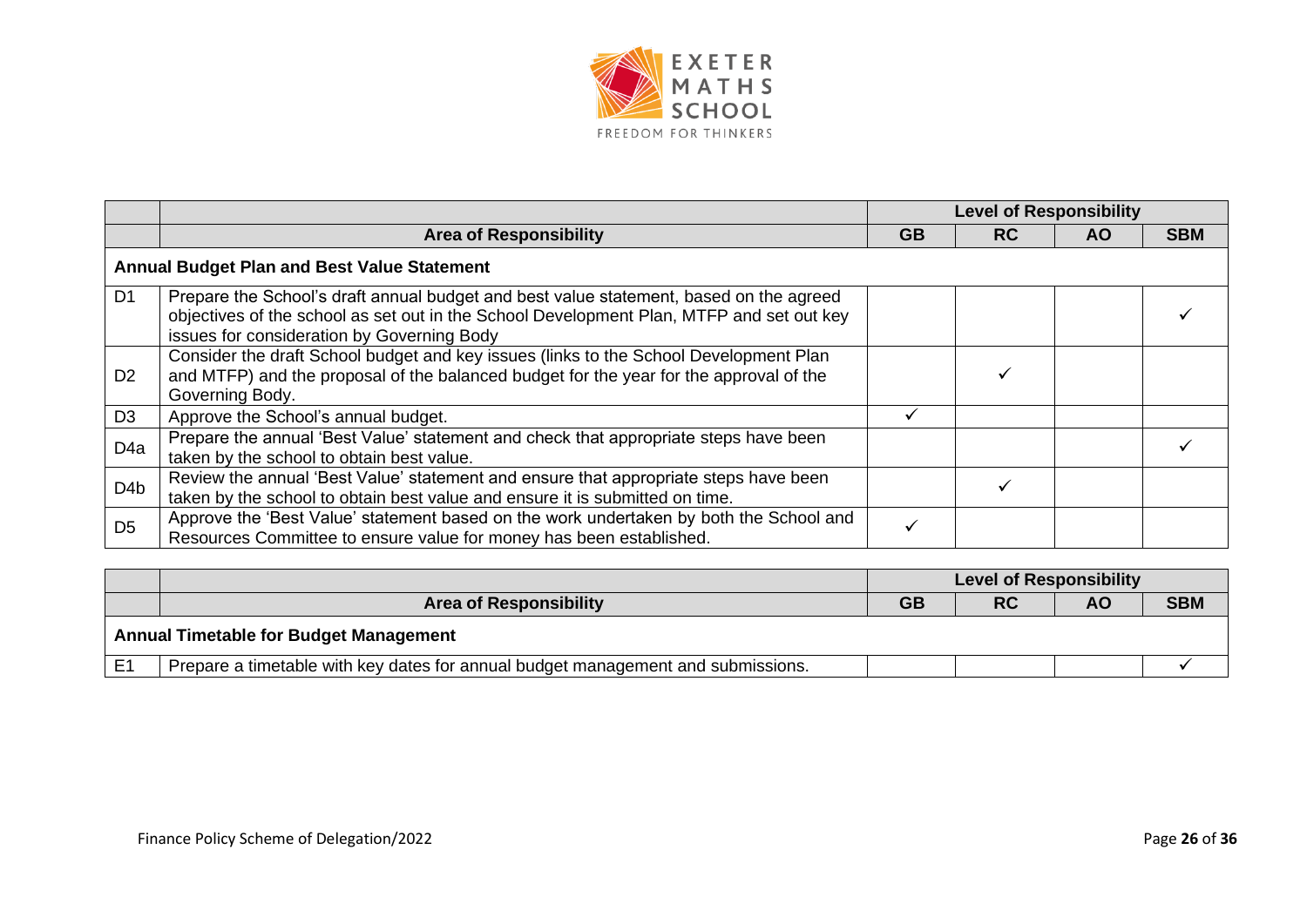| | | Level of Responsibility | | | |
|---|---|---|---|---|---|
| | **Area of Responsibility** | **GB** | **RC** | **AO** | **SBM** |
| **Annual Budget Plan and Best Value Statement** | | | | | |
| D1 | Prepare the School's draft annual budget and best value statement, based on the agreed objectives of the school as set out in the School Development Plan, MTFP and set out key issues for consideration by Governing Body | | | | ✓ |
| D2 | Consider the draft School budget and key issues (links to the School Development Plan and MTFP) and the proposal of the balanced budget for the year for the approval of the Governing Body. | | ✓ | | |
| D3 | Approve the School's annual budget. | ✓ | | | |
| D4a | Prepare the annual 'Best Value' statement and check that appropriate steps have been taken by the school to obtain best value. | | | | ✓ |
| D4b | Review the annual 'Best Value' statement and ensure that appropriate steps have been taken by the school to obtain best value and ensure it is submitted on time. | | ✓ | | |
| D5 | Approve the 'Best Value' statement based on the work undertaken by both the School and Resources Committee to ensure value for money has been established. | ✓ | | | |

| | | Level of Responsibility | | | |
|---|---|---|---|---|---|
| | **Area of Responsibility** | **GB** | **RC** | **AO** | **SBM** |
| **Annual Timetable for Budget Management** | | | | | |
| E1 | Prepare a timetable with key dates for annual budget management and submissions. | | | | ✓ |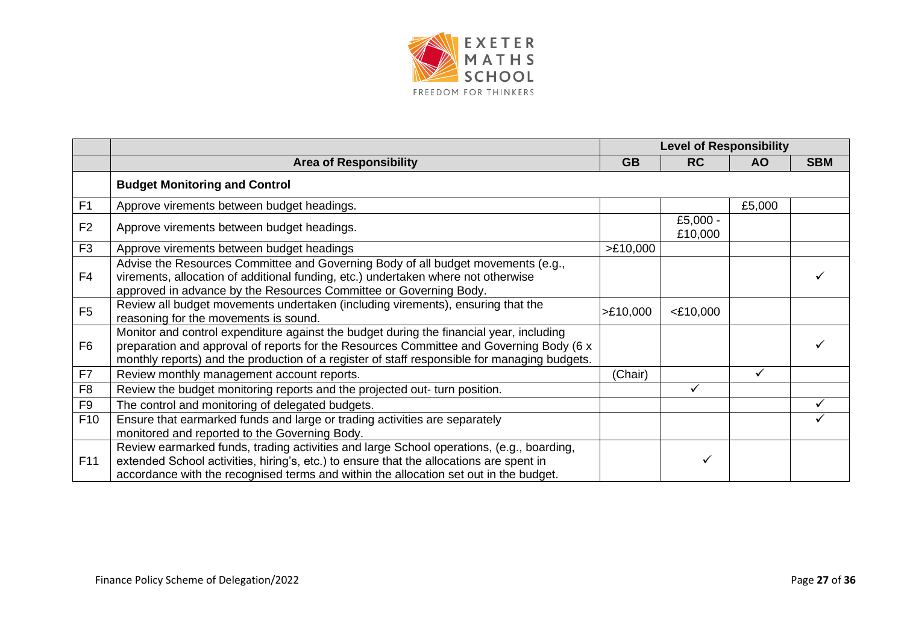| | | Level of Responsibility | | | |
|---|---|---|---|---|---|
| | **Area of Responsibility** | **GB** | **RC** | **AO** | **SBM** |
| | **Budget Monitoring and Control** | | | | |
| F1 | Approve virements between budget headings. | | | £5,000 | |
| F2 | Approve virements between budget headings. | | £5,000 - £10,000 | | |
| F3 | Approve virements between budget headings | >£10,000 | | | |
| F4 | Advise the Resources Committee and Governing Body of all budget movements (e.g., virements, allocation of additional funding, etc.) undertaken where not otherwise approved in advance by the Resources Committee or Governing Body. | | | | ✓ |
| F5 | Review all budget movements undertaken (including virements), ensuring that the reasoning for the movements is sound. | >£10,000 | <£10,000 | | |
| F6 | Monitor and control expenditure against the budget during the financial year, including preparation and approval of reports for the Resources Committee and Governing Body (6 x monthly reports) and the production of a register of staff responsible for managing budgets. | | | | ✓ |
| F7 | Review monthly management account reports. | (Chair) | | ✓ | |
| F8 | Review the budget monitoring reports and the projected out- turn position. | | ✓ | | |
| F9 | The control and monitoring of delegated budgets. | | | | ✓ |
| F10 | Ensure that earmarked funds and large or trading activities are separately monitored and reported to the Governing Body. | | | | ✓ |
| F11 | Review earmarked funds, trading activities and large School operations, (e.g., boarding, extended School activities, hiring's, etc.) to ensure that the allocations are spent in accordance with the recognised terms and within the allocation set out in the budget. | | ✓ | | |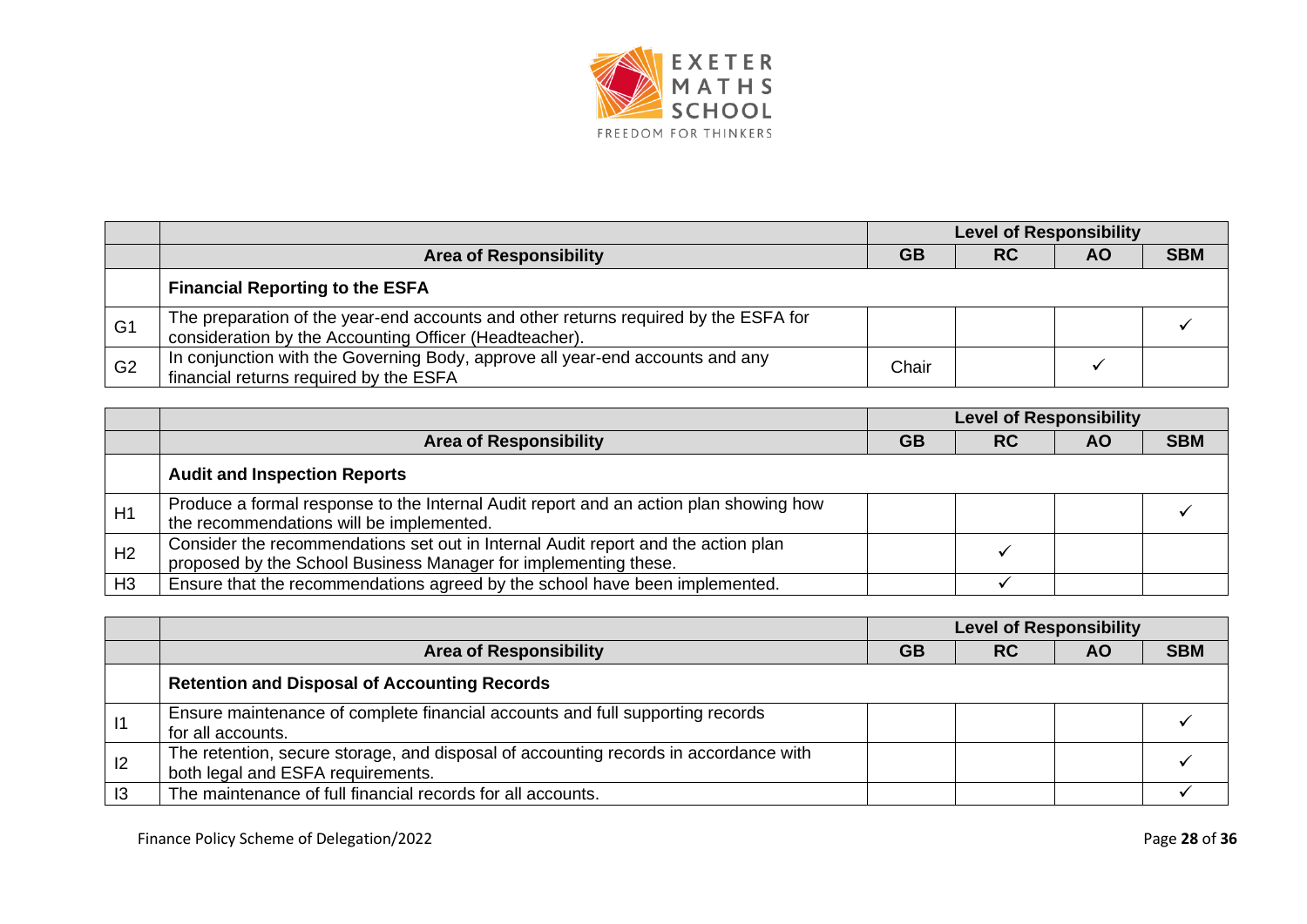| | | Level of Responsibility | | | |
|---|---|---|---|---|---|
| | **Area of Responsibility** | **GB** | **RC** | **AO** | **SBM** |
| | **Financial Reporting to the ESFA** | | | | |
| G1 | The preparation of the year-end accounts and other returns required by the ESFA for consideration by the Accounting Officer (Headteacher). | | | | ✓ |
| G2 | In conjunction with the Governing Body, approve all year-end accounts and any financial returns required by the ESFA | Chair | | ✓ | |

| | | Level of Responsibility | | | |
|---|---|---|---|---|---|
| | **Area of Responsibility** | **GB** | **RC** | **AO** | **SBM** |
| | **Audit and Inspection Reports** | | | | |
| H1 | Produce a formal response to the Internal Audit report and an action plan showing how the recommendations will be implemented. | | | | ✓ |
| H2 | Consider the recommendations set out in Internal Audit report and the action plan proposed by the School Business Manager for implementing these. | | ✓ | | |
| H3 | Ensure that the recommendations agreed by the school have been implemented. | | ✓ | | |

| | | Level of Responsibility | | | |
|---|---|---|---|---|---|
| | **Area of Responsibility** | **GB** | **RC** | **AO** | **SBM** |
| | **Retention and Disposal of Accounting Records** | | | | |
| I1 | Ensure maintenance of complete financial accounts and full supporting records for all accounts. | | | | ✓ |
| I2 | The retention, secure storage, and disposal of accounting records in accordance with both legal and ESFA requirements. | | | | ✓ |
| I3 | The maintenance of full financial records for all accounts. | | | | ✓ |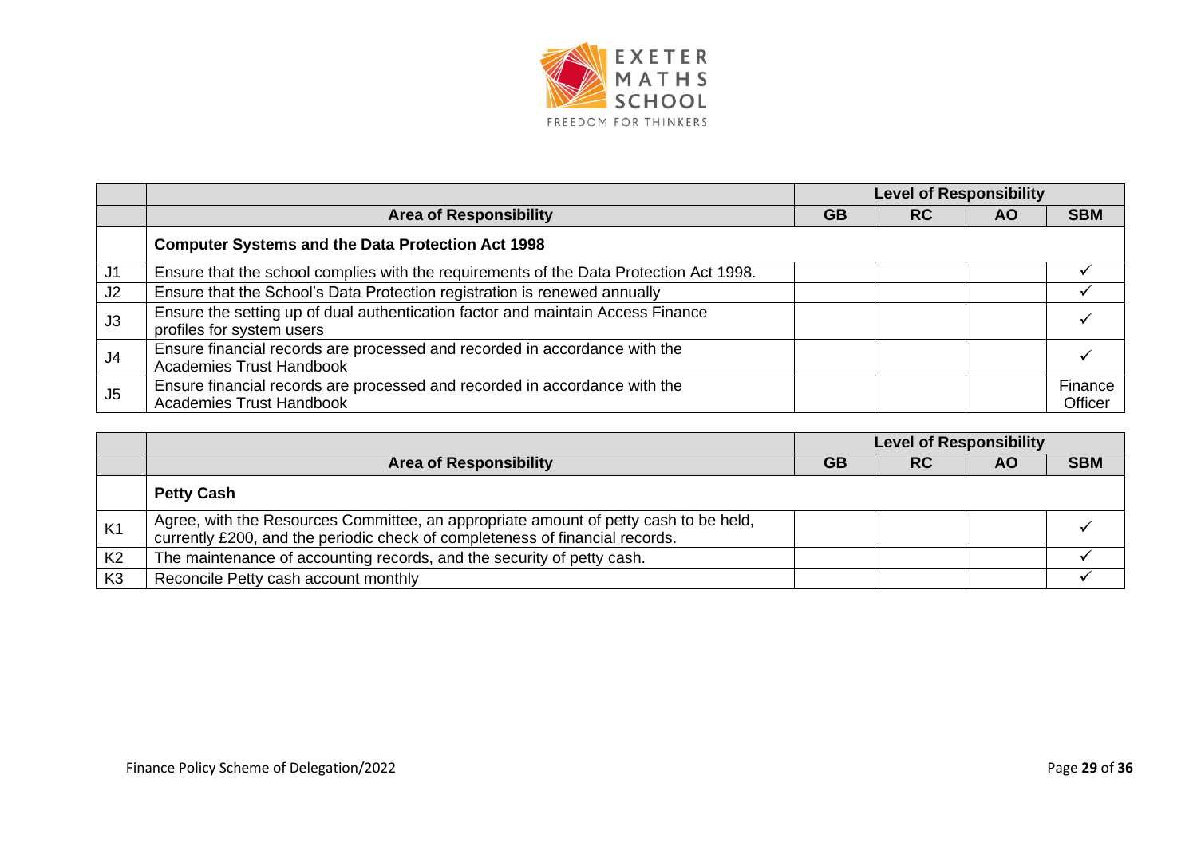| | | Level of Responsibility | | | |
|---|---|---|---|---|---|
| | **Area of Responsibility** | **GB** | **RC** | **AO** | **SBM** |
| | **Computer Systems and the Data Protection Act 1998** | | | | |
| J1 | Ensure that the school complies with the requirements of the Data Protection Act 1998. | | | | ✓ |
| J2 | Ensure that the School's Data Protection registration is renewed annually | | | | ✓ |
| J3 | Ensure the setting up of dual authentication factor and maintain Access Finance profiles for system users | | | | ✓ |
| J4 | Ensure financial records are processed and recorded in accordance with the Academies Trust Handbook | | | | ✓ |
| J5 | Ensure financial records are processed and recorded in accordance with the Academies Trust Handbook | | | | Finance Officer |

| | | Level of Responsibility | | | |
|---|---|---|---|---|---|
| | **Area of Responsibility** | **GB** | **RC** | **AO** | **SBM** |
| | **Petty Cash** | | | | |
| K1 | Agree, with the Resources Committee, an appropriate amount of petty cash to be held, currently £200, and the periodic check of completeness of financial records. | | | | ✓ |
| K2 | The maintenance of accounting records, and the security of petty cash. | | | | ✓ |
| K3 | Reconcile Petty cash account monthly | | | | ✓ |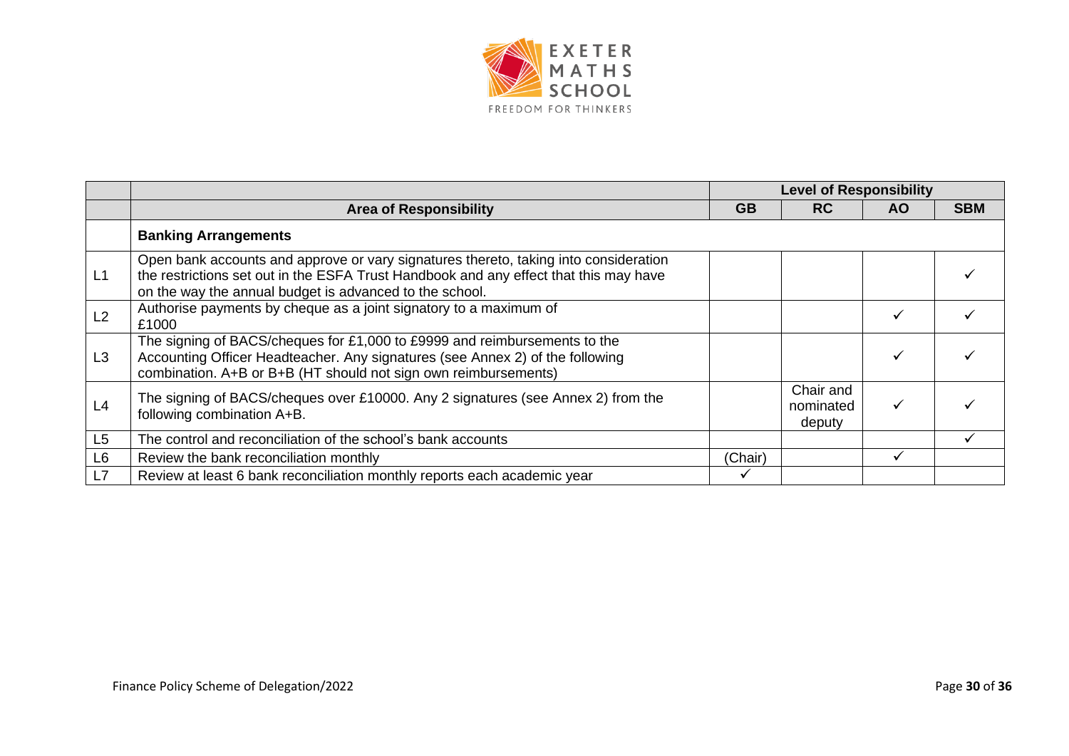| | | Level of Responsibility | | | |
|---|---|---|---|---|---|
| | **Area of Responsibility** | **GB** | **RC** | **AO** | **SBM** |
| | **Banking Arrangements** | | | | |
| L1 | Open bank accounts and approve or vary signatures thereto, taking into consideration the restrictions set out in the ESFA Trust Handbook and any effect that this may have on the way the annual budget is advanced to the school. | | | | ✓ |
| L2 | Authorise payments by cheque as a joint signatory to a maximum of £1000 | | | ✓ | ✓ |
| L3 | The signing of BACS/cheques for £1,000 to £9999 and reimbursements to the Accounting Officer Headteacher. Any signatures (see Annex 2) of the following combination. A+B or B+B (HT should not sign own reimbursements) | | | ✓ | ✓ |
| L4 | The signing of BACS/cheques over £10000. Any 2 signatures (see Annex 2) from the following combination A+B. | | Chair and nominated deputy | ✓ | ✓ |
| L5 | The control and reconciliation of the school's bank accounts | | | | ✓ |
| L6 | Review the bank reconciliation monthly | (Chair) | | ✓ | |
| L7 | Review at least 6 bank reconciliation monthly reports each academic year | ✓ | | | |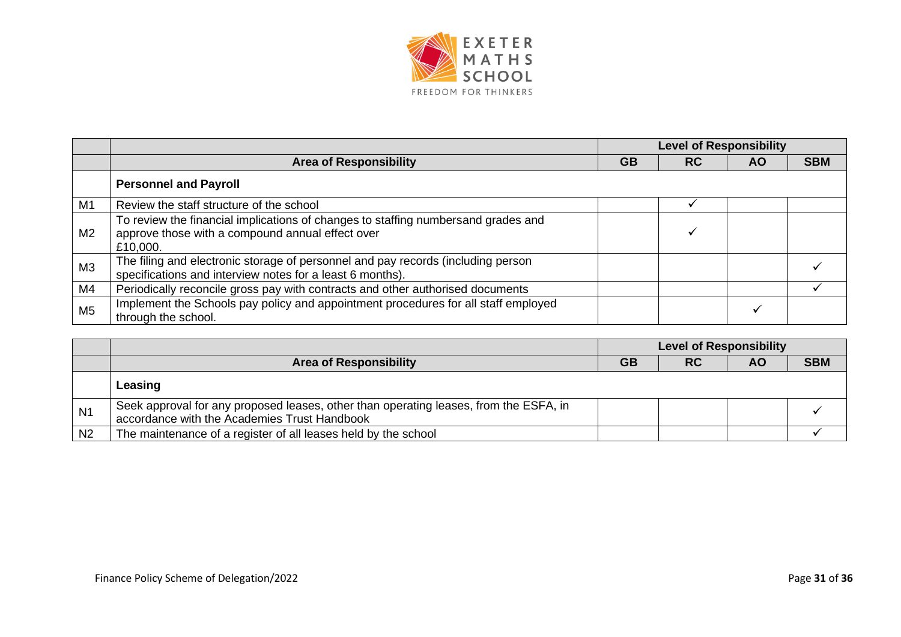| | | Level of Responsibility | | | |
|---|---|---|---|---|---|
| | **Area of Responsibility** | **GB** | **RC** | **AO** | **SBM** |
| | **Personnel and Payroll** | | | | |
| M1 | Review the staff structure of the school | | ✓ | | |
| M2 | To review the financial implications of changes to staffing numbersand grades and approve those with a compound annual effect over £10,000. | | ✓ | | |
| M3 | The filing and electronic storage of personnel and pay records (including person specifications and interview notes for a least 6 months). | | | | ✓ |
| M4 | Periodically reconcile gross pay with contracts and other authorised documents | | | | ✓ |
| M5 | Implement the Schools pay policy and appointment procedures for all staff employed through the school. | | | ✓ | |

| | | Level of Responsibility | | | |
|---|---|---|---|---|---|
| | **Area of Responsibility** | **GB** | **RC** | **AO** | **SBM** |
| | **Leasing** | | | | |
| N1 | Seek approval for any proposed leases, other than operating leases, from the ESFA, in accordance with the Academies Trust Handbook | | | | ✓ |
| N2 | The maintenance of a register of all leases held by the school | | | | ✓ |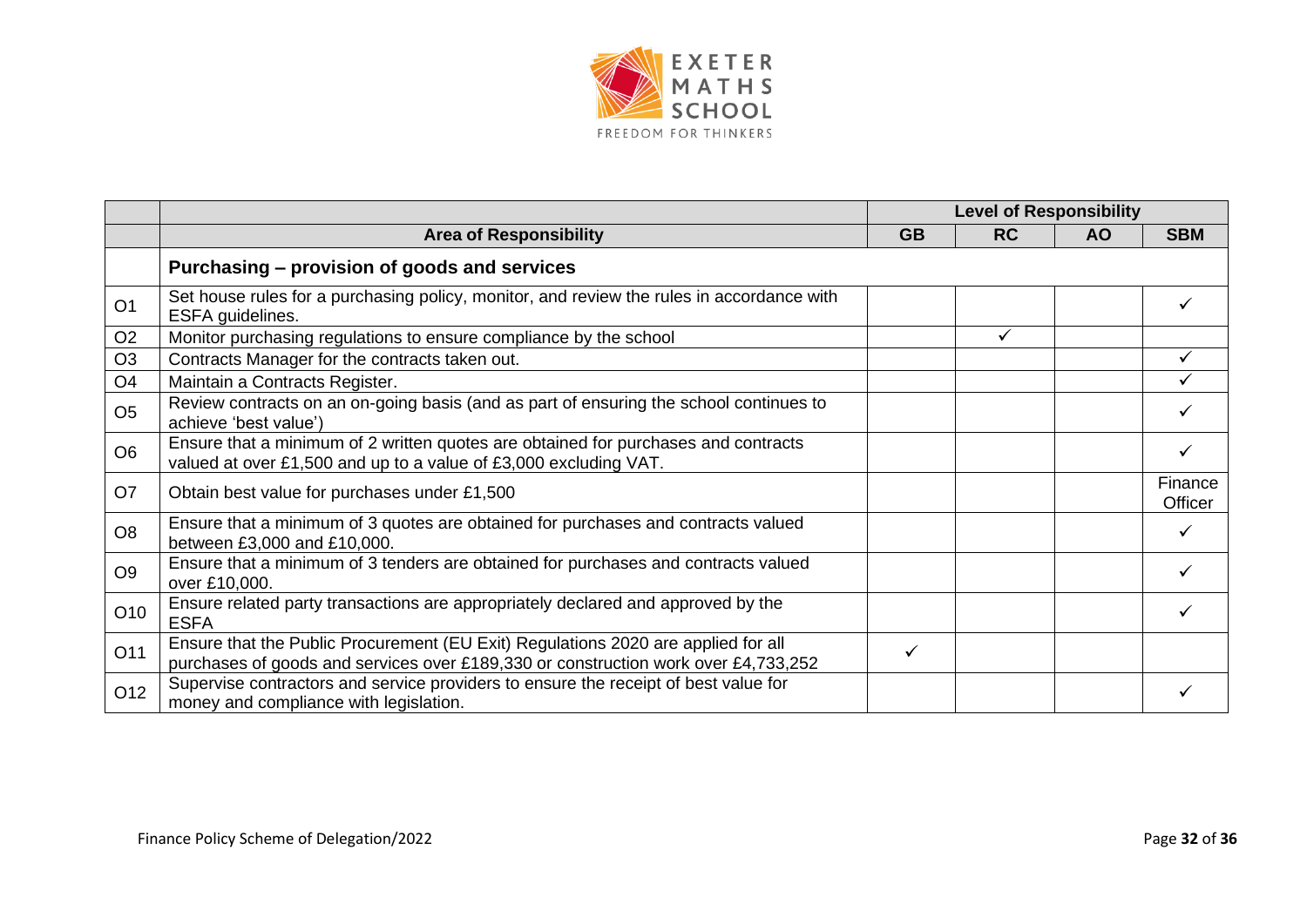| | | Level of Responsibility | | | |
|---|---|---|---|---|---|
| | **Area of Responsibility** | **GB** | **RC** | **AO** | **SBM** |
| | **Purchasing – provision of goods and services** | | | | |
| O1 | Set house rules for a purchasing policy, monitor, and review the rules in accordance with ESFA guidelines. | | | | ✓ |
| O2 | Monitor purchasing regulations to ensure compliance by the school | | ✓ | | |
| O3 | Contracts Manager for the contracts taken out. | | | | ✓ |
| O4 | Maintain a Contracts Register. | | | | ✓ |
| O5 | Review contracts on an on-going basis (and as part of ensuring the school continues to achieve 'best value') | | | | ✓ |
| O6 | Ensure that a minimum of 2 written quotes are obtained for purchases and contracts valued at over £1,500 and up to a value of £3,000 excluding VAT. | | | | ✓ |
| O7 | Obtain best value for purchases under £1,500 | | | | Finance Officer |
| O8 | Ensure that a minimum of 3 quotes are obtained for purchases and contracts valued between £3,000 and £10,000. | | | | ✓ |
| O9 | Ensure that a minimum of 3 tenders are obtained for purchases and contracts valued over £10,000. | | | | ✓ |
| O10 | Ensure related party transactions are appropriately declared and approved by the ESFA | | | | ✓ |
| O11 | Ensure that the Public Procurement (EU Exit) Regulations 2020 are applied for all purchases of goods and services over £189,330 or construction work over £4,733,252 | ✓ | | | |
| O12 | Supervise contractors and service providers to ensure the receipt of best value for money and compliance with legislation. | | | | ✓ |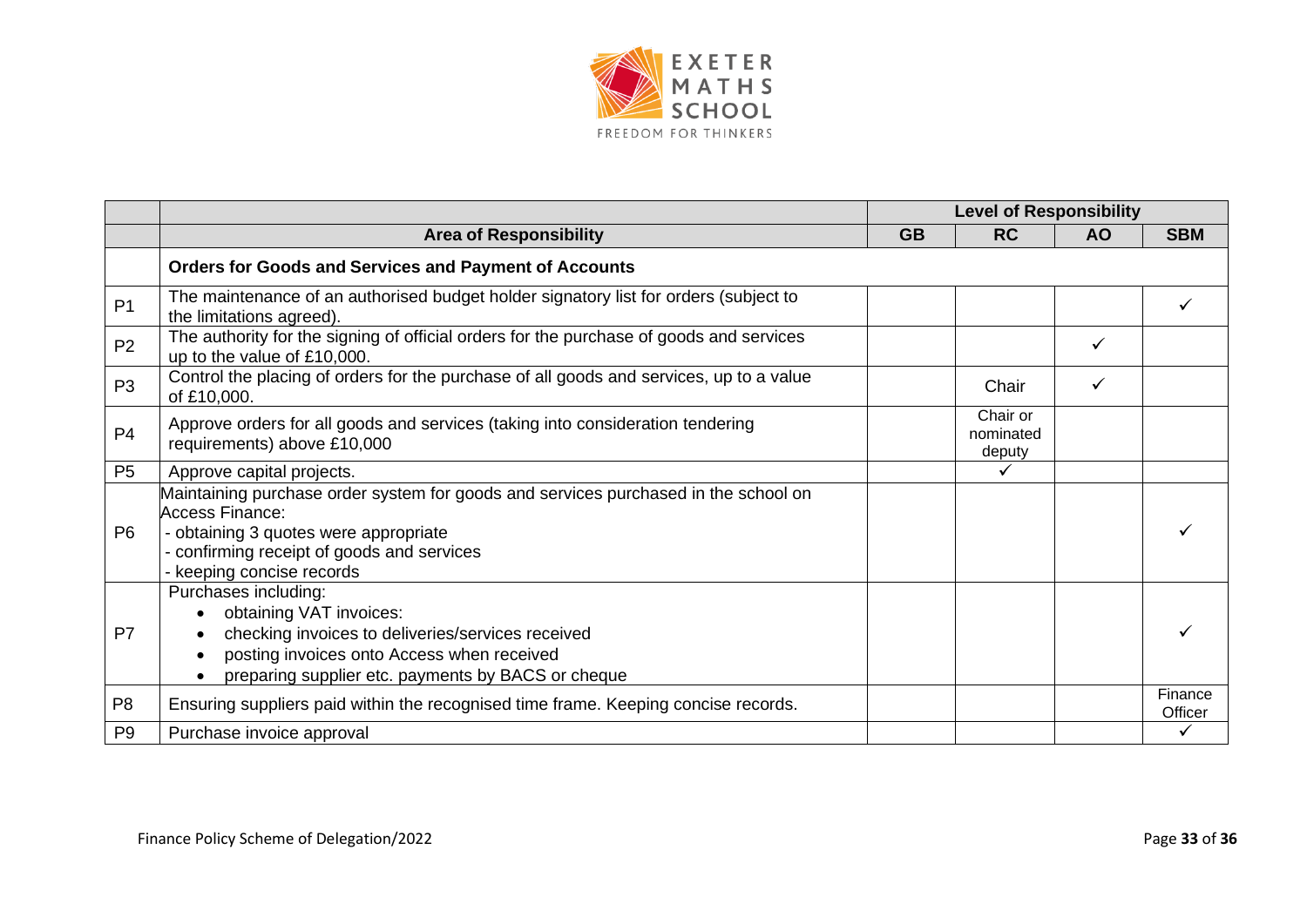| | | Level of Responsibility | | | |
|---|---|---|---|---|---|
| | **Area of Responsibility** | **GB** | **RC** | **AO** | **SBM** |
| | **Orders for Goods and Services and Payment of Accounts** | | | | |
| P1 | The maintenance of an authorised budget holder signatory list for orders (subject to the limitations agreed). | | | | ✓ |
| P2 | The authority for the signing of official orders for the purchase of goods and services up to the value of £10,000. | | | ✓ | |
| P3 | Control the placing of orders for the purchase of all goods and services, up to a value of £10,000. | | Chair | ✓ | |
| P4 | Approve orders for all goods and services (taking into consideration tendering requirements) above £10,000 | | Chair or nominated deputy | | |
| P5 | Approve capital projects. | | ✓ | | |
| P6 | Maintaining purchase order system for goods and services purchased in the school on Access Finance:<br>- obtaining 3 quotes were appropriate<br>- confirming receipt of goods and services<br>- keeping concise records | | | | ✓ |
| P7 | Purchases including:<br>• obtaining VAT invoices:<br>• checking invoices to deliveries/services received<br>• posting invoices onto Access when received<br>• preparing supplier etc. payments by BACS or cheque | | | | ✓ |
| P8 | Ensuring suppliers paid within the recognised time frame. Keeping concise records. | | | | Finance Officer |
| P9 | Purchase invoice approval | | | | ✓ |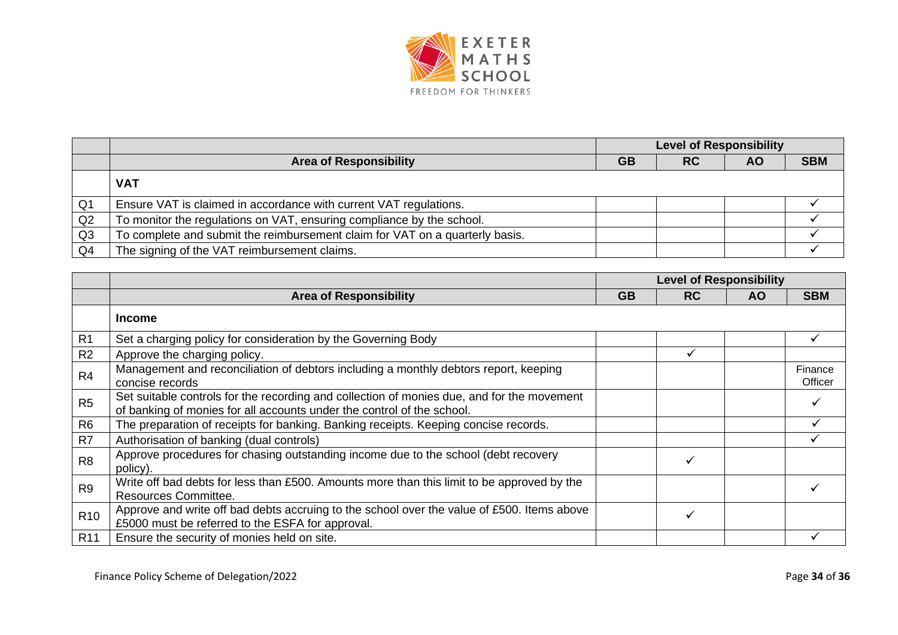| | | Level of Responsibility | | | |
|---|---|---|---|---|---|
| | **Area of Responsibility** | **GB** | **RC** | **AO** | **SBM** |
| | **VAT** | | | | |
| Q1 | Ensure VAT is claimed in accordance with current VAT regulations. | | | | ✓ |
| Q2 | To monitor the regulations on VAT, ensuring compliance by the school. | | | | ✓ |
| Q3 | To complete and submit the reimbursement claim for VAT on a quarterly basis. | | | | ✓ |
| Q4 | The signing of the VAT reimbursement claims. | | | | ✓ |

| | | Level of Responsibility | | | |
|---|---|---|---|---|---|
| | **Area of Responsibility** | **GB** | **RC** | **AO** | **SBM** |
| | **Income** | | | | |
| R1 | Set a charging policy for consideration by the Governing Body | | | | ✓ |
| R2 | Approve the charging policy. | | ✓ | | |
| R4 | Management and reconciliation of debtors including a monthly debtors report, keeping concise records | | | | Finance Officer |
| R5 | Set suitable controls for the recording and collection of monies due, and for the movement of banking of monies for all accounts under the control of the school. | | | | ✓ |
| R6 | The preparation of receipts for banking. Banking receipts. Keeping concise records. | | | | ✓ |
| R7 | Authorisation of banking (dual controls) | | | | ✓ |
| R8 | Approve procedures for chasing outstanding income due to the school (debt recovery policy). | | ✓ | | |
| R9 | Write off bad debts for less than £500. Amounts more than this limit to be approved by the Resources Committee. | | | | ✓ |
| R10 | Approve and write off bad debts accruing to the school over the value of £500. Items above £5000 must be referred to the ESFA for approval. | | ✓ | | |
| R11 | Ensure the security of monies held on site. | | | | ✓ |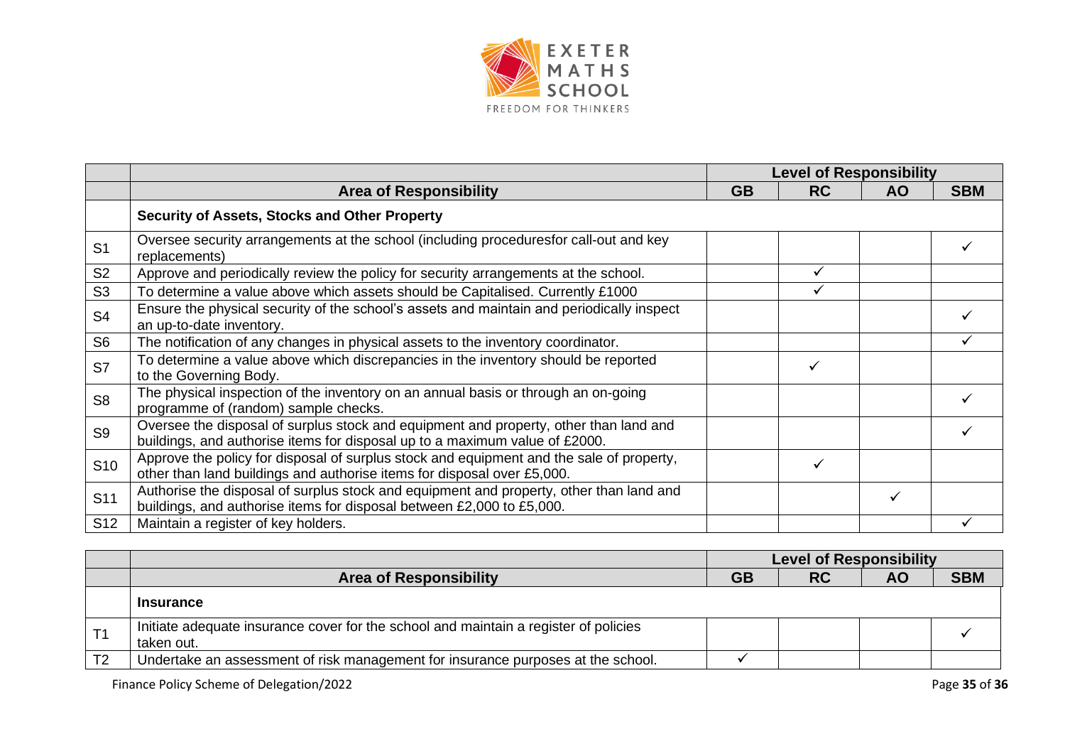| | | Level of Responsibility | | | |
|---|---|---|---|---|---|
| | **Area of Responsibility** | **GB** | **RC** | **AO** | **SBM** |
| | **Security of Assets, Stocks and Other Property** | | | | |
| S1 | Oversee security arrangements at the school (including proceduresfor call-out and key replacements) | | | | ✓ |
| S2 | Approve and periodically review the policy for security arrangements at the school. | | ✓ | | |
| S3 | To determine a value above which assets should be Capitalised. Currently £1000 | | ✓ | | |
| S4 | Ensure the physical security of the school's assets and maintain and periodically inspect an up-to-date inventory. | | | | ✓ |
| S6 | The notification of any changes in physical assets to the inventory coordinator. | | | | ✓ |
| S7 | To determine a value above which discrepancies in the inventory should be reported to the Governing Body. | | ✓ | | |
| S8 | The physical inspection of the inventory on an annual basis or through an on-going programme of (random) sample checks. | | | | ✓ |
| S9 | Oversee the disposal of surplus stock and equipment and property, other than land and buildings, and authorise items for disposal up to a maximum value of £2000. | | | | ✓ |
| S10 | Approve the policy for disposal of surplus stock and equipment and the sale of property, other than land buildings and authorise items for disposal over £5,000. | | ✓ | | |
| S11 | Authorise the disposal of surplus stock and equipment and property, other than land and buildings, and authorise items for disposal between £2,000 to £5,000. | | | ✓ | |
| S12 | Maintain a register of key holders. | | | | ✓ |

| | | Level of Responsibility | | | |
|---|---|---|---|---|---|
| | **Area of Responsibility** | **GB** | **RC** | **AO** | **SBM** |
| | **Insurance** | | | | |
| T1 | Initiate adequate insurance cover for the school and maintain a register of policies taken out. | | | | ✓ |
| T2 | Undertake an assessment of risk management for insurance purposes at the school. | ✓ | | | |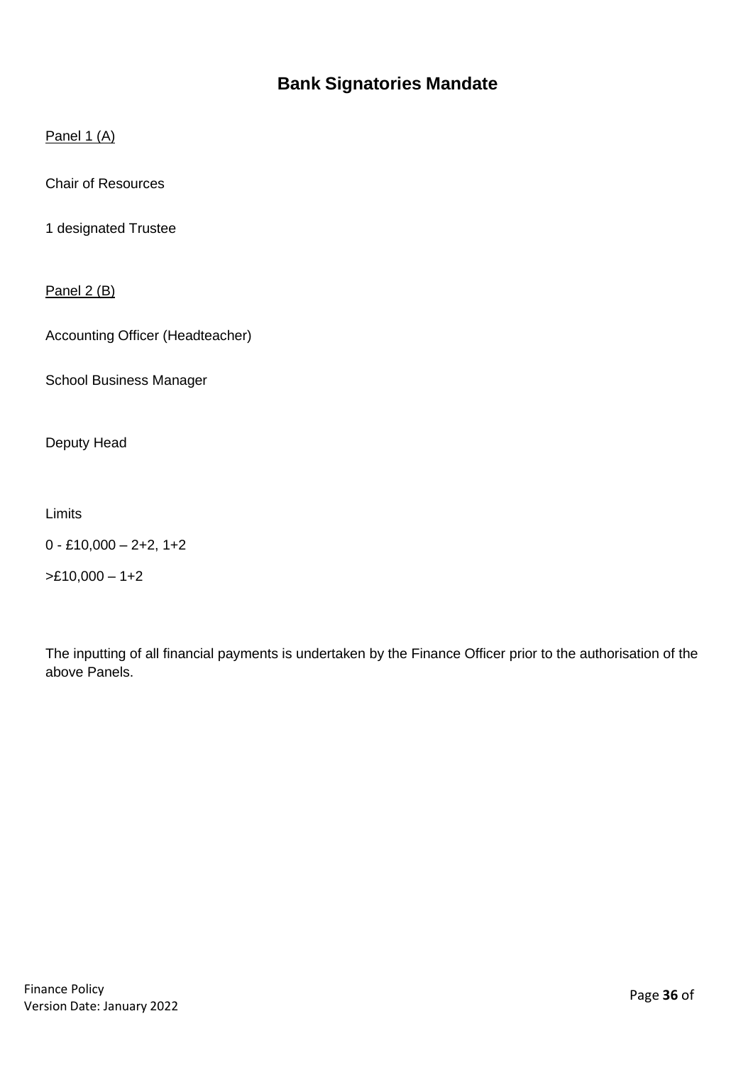# Bank Signatories Mandate

Panel 1 (A)

Chair of Resources

1 designated Trustee

Panel 2 (B)

Accounting Officer (Headteacher)

School Business Manager

Deputy Head

Limits

0 - £10,000 – 2+2, 1+2

>£10,000 – 1+2

The inputting of all financial payments is undertaken by the Finance Officer prior to the authorisation of the above Panels.